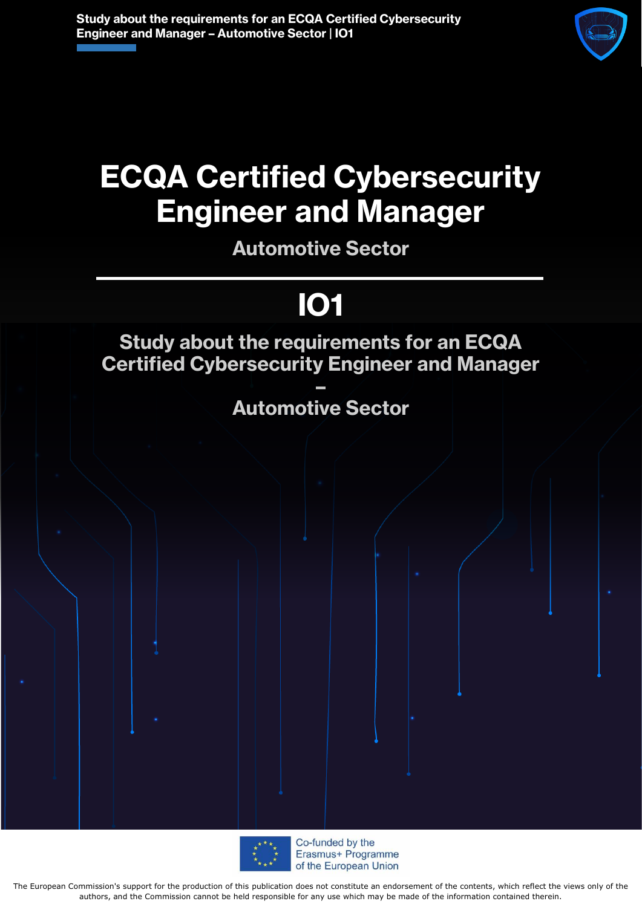# ECQA Certified Cybersecurity Engineer and Manager

## Automotive Sector

# IO1

## Study about the requirements for an ECQA Certified Cybersecurity Engineer and Manager – Automotive Sector

Co-funded by the Erasmus+ Programme of the European Union

The European Commission's support for the production of this publication does not constitute an endorsement of the contents, which reflect the views only of the authors, and the Commission cannot be held responsible for any use which may be made of the information contained therein.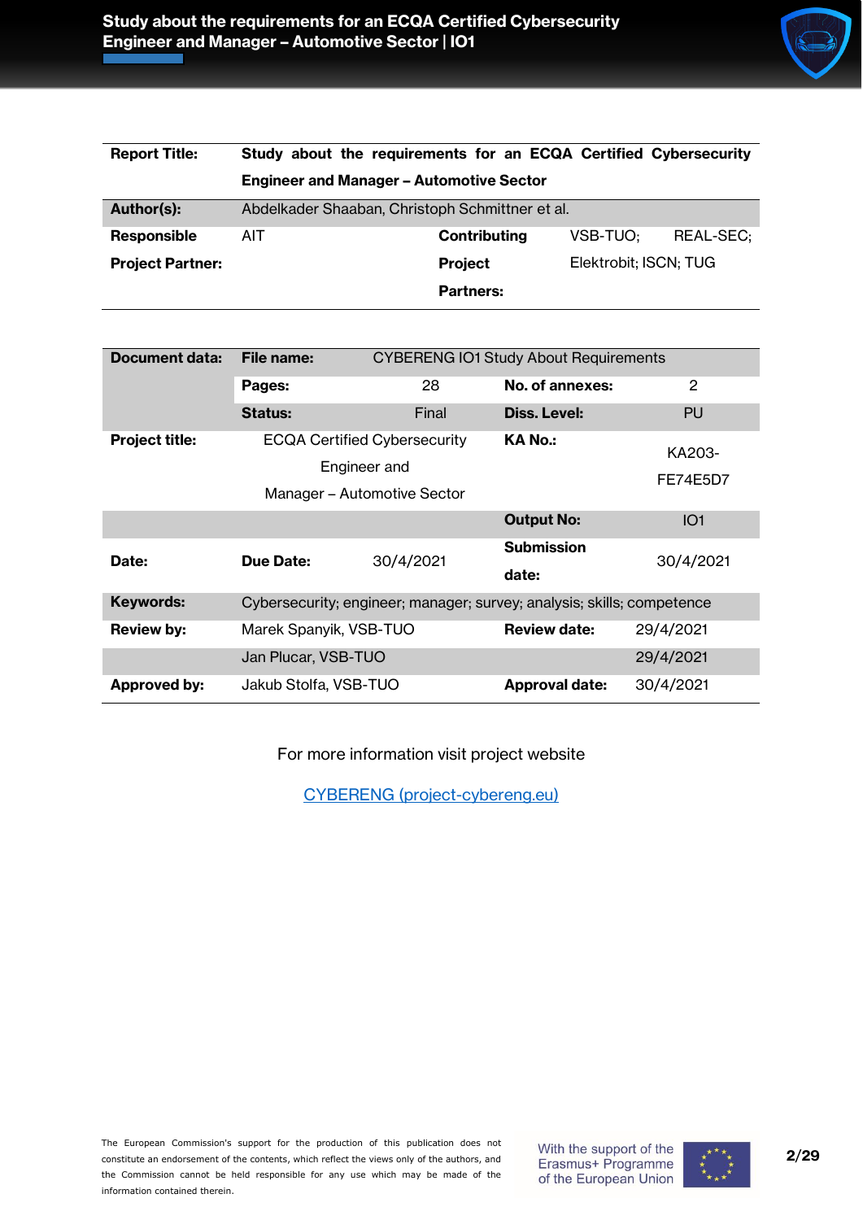| | | | |
|---|---|---|---|
| **Report Title:** | **Study about the requirements for an ECQA Certified Cybersecurity Engineer and Manager – Automotive Sector** | | |
| **Author(s):** | Abdelkader Shaaban, Christoph Schmittner et al. | | |
| **Responsible Project Partner:** | AIT | **Contributing Project Partners:** | VSB-TUO; REAL-SEC; Elektrobit; ISCN; TUG |

| | | | | |
|---|---|---|---|---|
| **Document data:** | **File name:** | CYBERENG IO1 Study About Requirements | | |
| | **Pages:** | 28 | **No. of annexes:** | 2 |
| | **Status:** | Final | **Diss. Level:** | PU |
| **Project title:** | ECQA Certified Cybersecurity Engineer and Manager – Automotive Sector | | **KA No.:** | KA203-FE74E5D7 |
| | | | **Output No:** | IO1 |
| **Date:** | **Due Date:** | 30/4/2021 | **Submission date:** | 30/4/2021 |
| **Keywords:** | Cybersecurity; engineer; manager; survey; analysis; skills; competence | | | |
| **Review by:** | Marek Spanyik, VSB-TUO | | **Review date:** | 29/4/2021 |
| | Jan Plucar, VSB-TUO | | | 29/4/2021 |
| **Approved by:** | Jakub Stolfa, VSB-TUO | | **Approval date:** | 30/4/2021 |

For more information visit project website

[CYBERENG (project-cybereng.eu)](project-cybereng.eu)

The European Commission's support for the production of this publication does not constitute an endorsement of the contents, which reflect the views only of the authors, and the Commission cannot be held responsible for any use which may be made of the information contained therein.

With the support of the Erasmus+ Programme of the European Union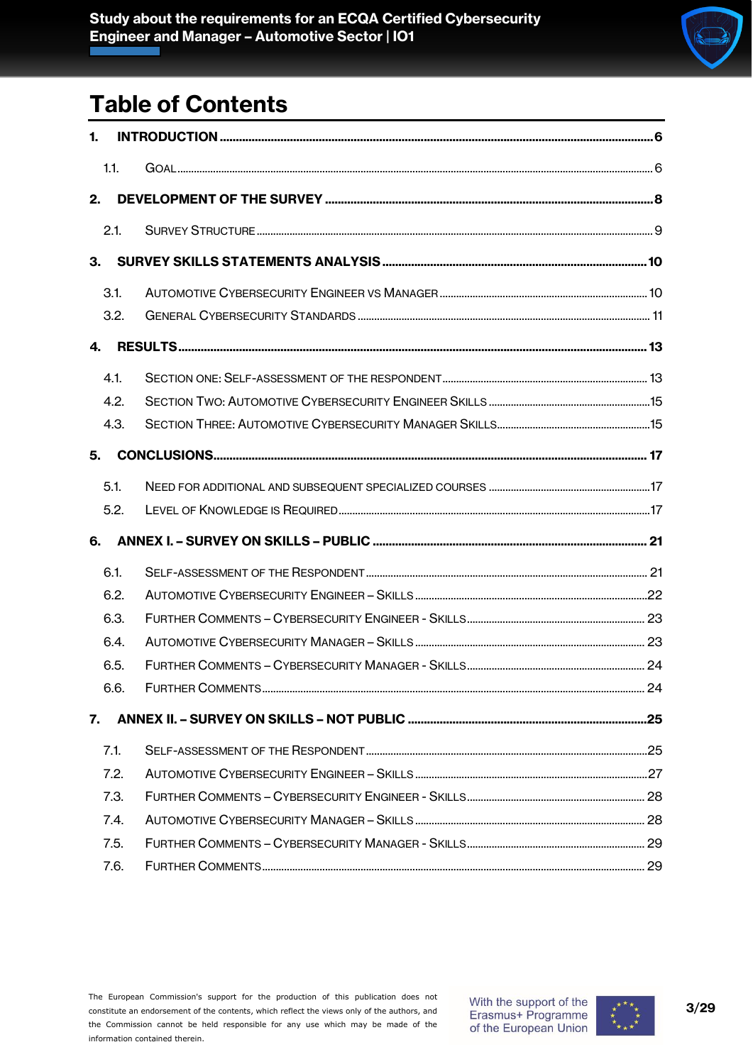# Table of Contents

**1. INTRODUCTION** ........ 6

- 1.1. Goal ........ 6

**2. DEVELOPMENT OF THE SURVEY** ........ 8

- 2.1. Survey Structure ........ 9

**3. SURVEY SKILLS STATEMENTS ANALYSIS** ........ 10

- 3.1. Automotive Cybersecurity Engineer vs Manager ........ 10
- 3.2. General Cybersecurity Standards ........ 11

**4. RESULTS** ........ 13

- 4.1. Section one: Self-assessment of the respondent ........ 13
- 4.2. Section Two: Automotive Cybersecurity Engineer Skills ........ 15
- 4.3. Section Three: Automotive Cybersecurity Manager Skills ........ 15

**5. CONCLUSIONS** ........ 17

- 5.1. Need for additional and subsequent specialized courses ........ 17
- 5.2. Level of Knowledge is Required ........ 17

**6. ANNEX I. – SURVEY ON SKILLS – PUBLIC** ........ 21

- 6.1. Self-assessment of the Respondent ........ 21
- 6.2. Automotive Cybersecurity Engineer – Skills ........ 22
- 6.3. Further Comments – Cybersecurity Engineer - Skills ........ 23
- 6.4. Automotive Cybersecurity Manager – Skills ........ 23
- 6.5. Further Comments – Cybersecurity Manager - Skills ........ 24
- 6.6. Further Comments ........ 24

**7. ANNEX II. – SURVEY ON SKILLS – NOT PUBLIC** ........ 25

- 7.1. Self-assessment of the Respondent ........ 25
- 7.2. Automotive Cybersecurity Engineer – Skills ........ 27
- 7.3. Further Comments – Cybersecurity Engineer - Skills ........ 28
- 7.4. Automotive Cybersecurity Manager – Skills ........ 28
- 7.5. Further Comments – Cybersecurity Manager - Skills ........ 29
- 7.6. Further Comments ........ 29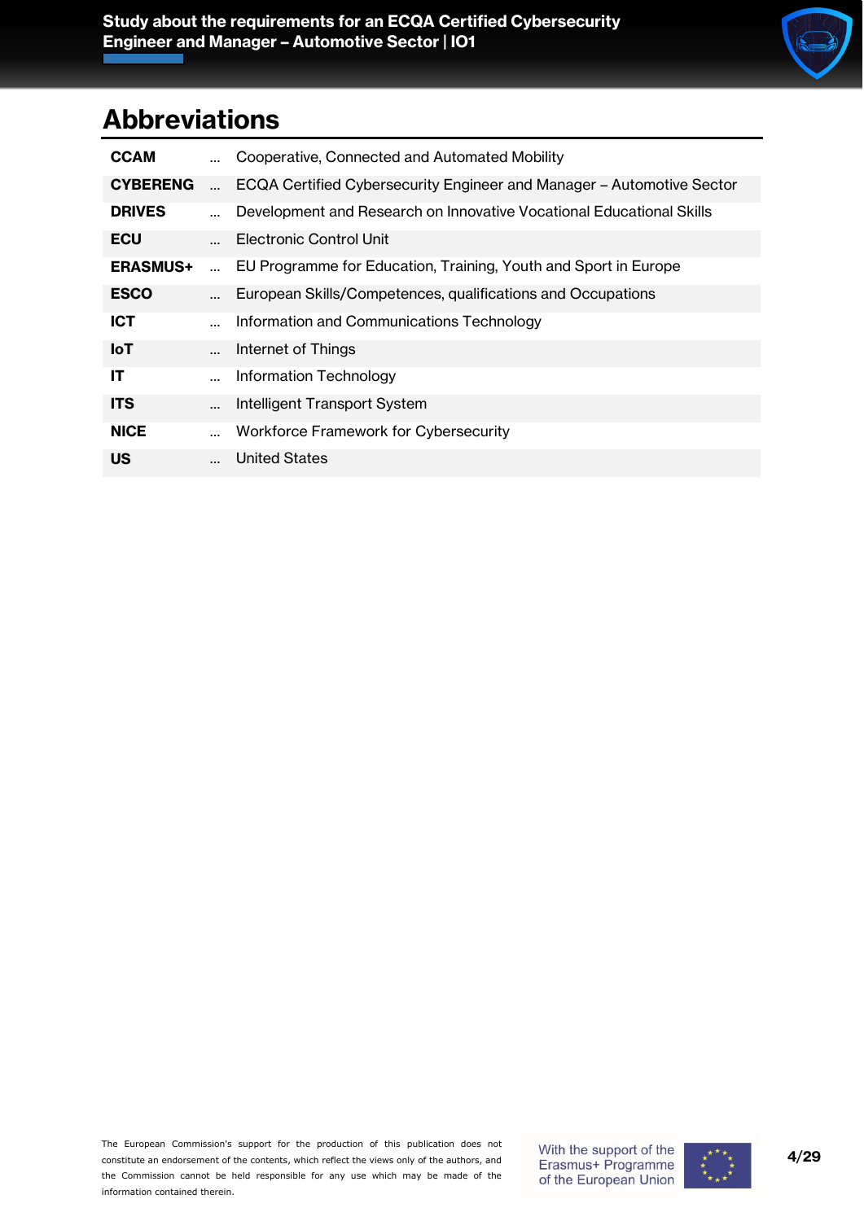# Abbreviations

| | | |
|---|---|---|
| **CCAM** | ... | Cooperative, Connected and Automated Mobility |
| **CYBERENG** | ... | ECQA Certified Cybersecurity Engineer and Manager – Automotive Sector |
| **DRIVES** | ... | Development and Research on Innovative Vocational Educational Skills |
| **ECU** | ... | Electronic Control Unit |
| **ERASMUS+** | ... | EU Programme for Education, Training, Youth and Sport in Europe |
| **ESCO** | ... | European Skills/Competences, qualifications and Occupations |
| **ICT** | ... | Information and Communications Technology |
| **IoT** | ... | Internet of Things |
| **IT** | ... | Information Technology |
| **ITS** | ... | Intelligent Transport System |
| **NICE** | ... | Workforce Framework for Cybersecurity |
| **US** | ... | United States |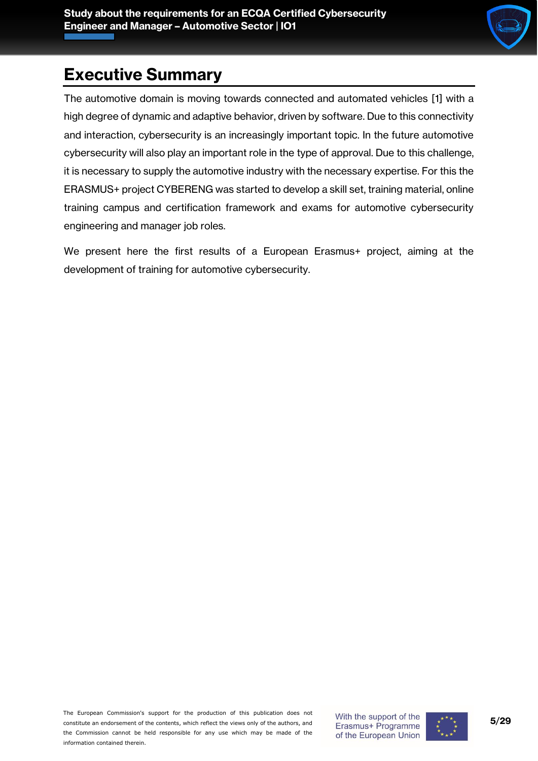# Executive Summary

The automotive domain is moving towards connected and automated vehicles [1] with a high degree of dynamic and adaptive behavior, driven by software. Due to this connectivity and interaction, cybersecurity is an increasingly important topic. In the future automotive cybersecurity will also play an important role in the type of approval. Due to this challenge, it is necessary to supply the automotive industry with the necessary expertise. For this the ERASMUS+ project CYBERENG was started to develop a skill set, training material, online training campus and certification framework and exams for automotive cybersecurity engineering and manager job roles.

We present here the first results of a European Erasmus+ project, aiming at the development of training for automotive cybersecurity.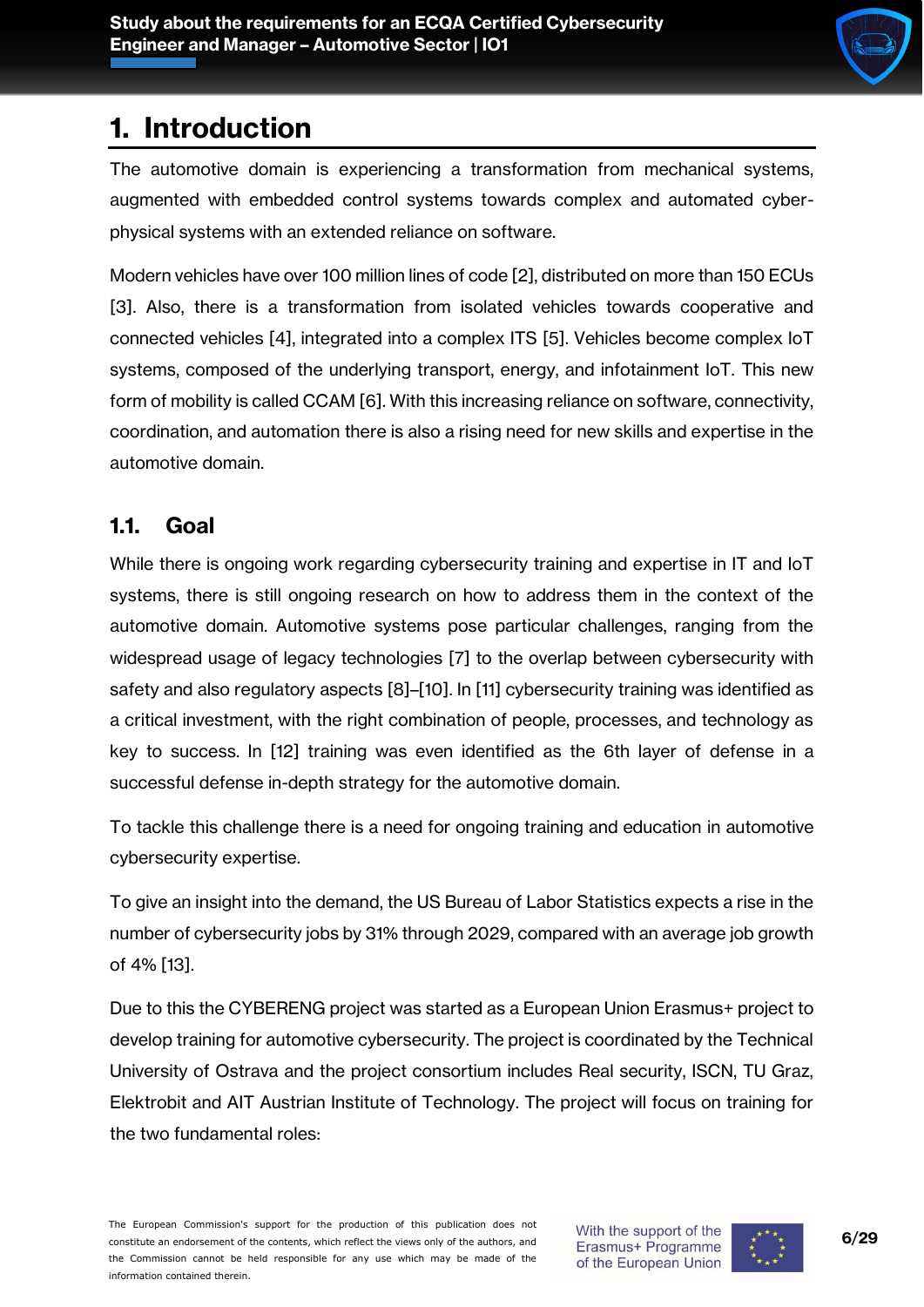# 1. Introduction

The automotive domain is experiencing a transformation from mechanical systems, augmented with embedded control systems towards complex and automated cyber-physical systems with an extended reliance on software.

Modern vehicles have over 100 million lines of code [2], distributed on more than 150 ECUs [3]. Also, there is a transformation from isolated vehicles towards cooperative and connected vehicles [4], integrated into a complex ITS [5]. Vehicles become complex IoT systems, composed of the underlying transport, energy, and infotainment IoT. This new form of mobility is called CCAM [6]. With this increasing reliance on software, connectivity, coordination, and automation there is also a rising need for new skills and expertise in the automotive domain.

## 1.1. Goal

While there is ongoing work regarding cybersecurity training and expertise in IT and IoT systems, there is still ongoing research on how to address them in the context of the automotive domain. Automotive systems pose particular challenges, ranging from the widespread usage of legacy technologies [7] to the overlap between cybersecurity with safety and also regulatory aspects [8]–[10]. In [11] cybersecurity training was identified as a critical investment, with the right combination of people, processes, and technology as key to success. In [12] training was even identified as the 6th layer of defense in a successful defense in-depth strategy for the automotive domain.

To tackle this challenge there is a need for ongoing training and education in automotive cybersecurity expertise.

To give an insight into the demand, the US Bureau of Labor Statistics expects a rise in the number of cybersecurity jobs by 31% through 2029, compared with an average job growth of 4% [13].

Due to this the CYBERENG project was started as a European Union Erasmus+ project to develop training for automotive cybersecurity. The project is coordinated by the Technical University of Ostrava and the project consortium includes Real security, ISCN, TU Graz, Elektrobit and AIT Austrian Institute of Technology. The project will focus on training for the two fundamental roles: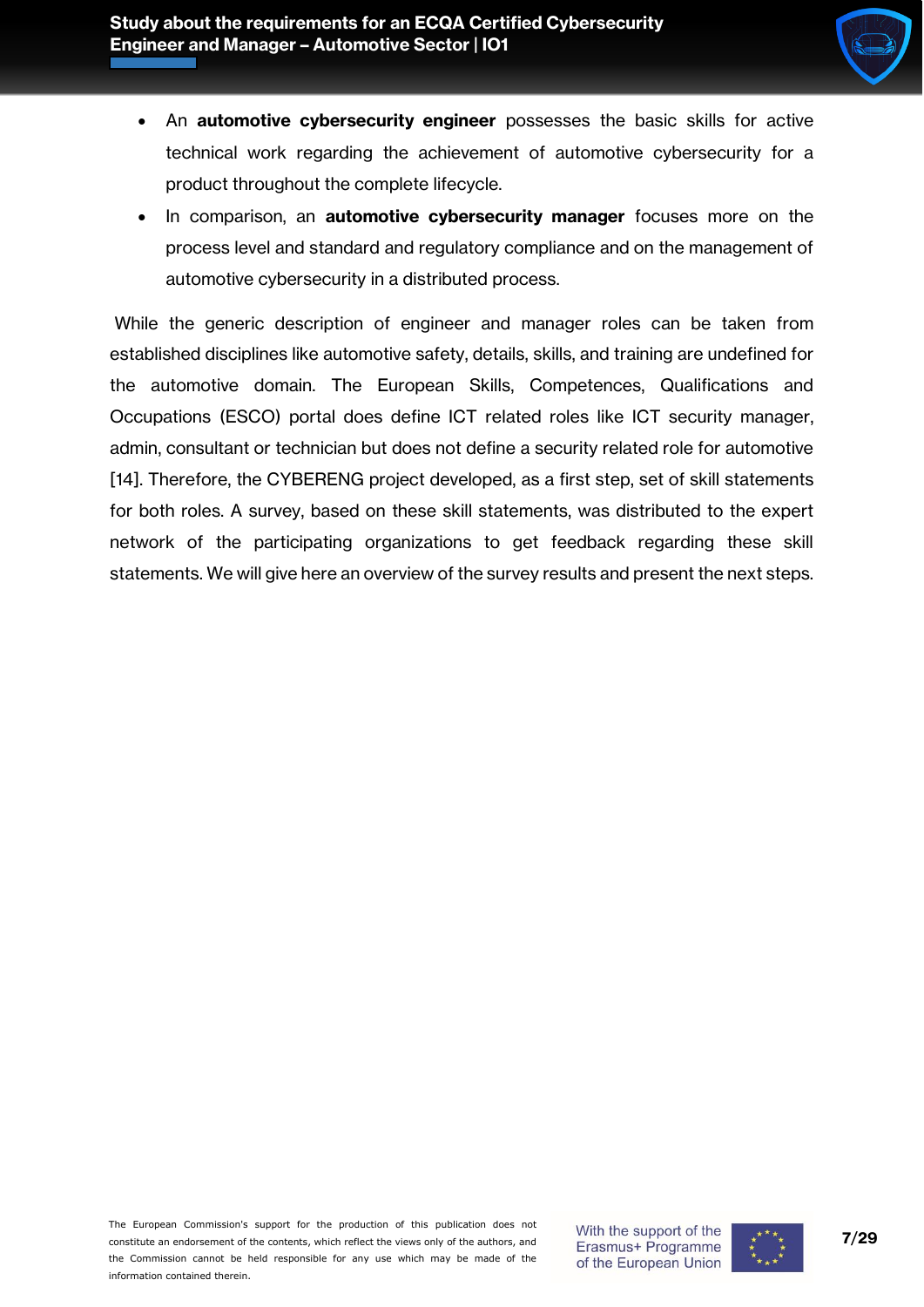- An **automotive cybersecurity engineer** possesses the basic skills for active technical work regarding the achievement of automotive cybersecurity for a product throughout the complete lifecycle.
- In comparison, an **automotive cybersecurity manager** focuses more on the process level and standard and regulatory compliance and on the management of automotive cybersecurity in a distributed process.

While the generic description of engineer and manager roles can be taken from established disciplines like automotive safety, details, skills, and training are undefined for the automotive domain. The European Skills, Competences, Qualifications and Occupations (ESCO) portal does define ICT related roles like ICT security manager, admin, consultant or technician but does not define a security related role for automotive [14]. Therefore, the CYBERENG project developed, as a first step, set of skill statements for both roles. A survey, based on these skill statements, was distributed to the expert network of the participating organizations to get feedback regarding these skill statements. We will give here an overview of the survey results and present the next steps.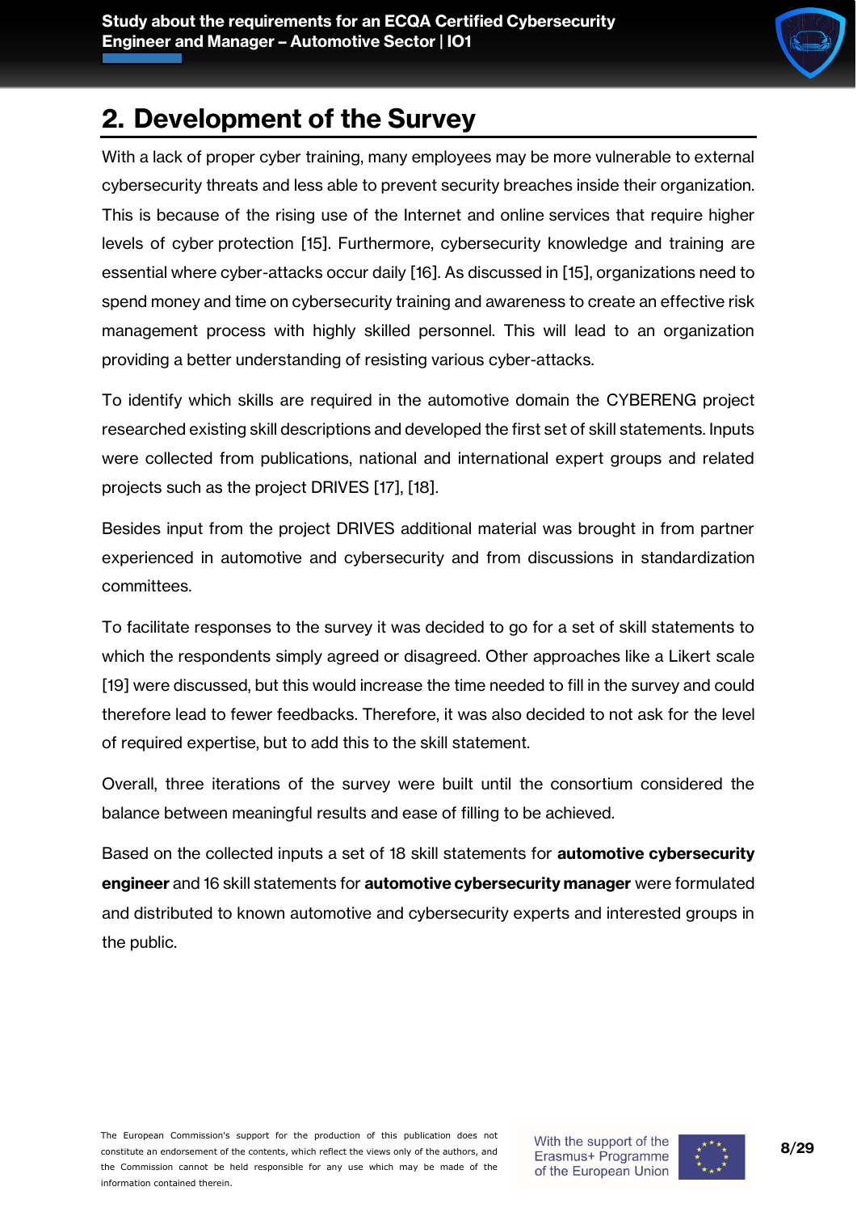## 2. Development of the Survey

With a lack of proper cyber training, many employees may be more vulnerable to external cybersecurity threats and less able to prevent security breaches inside their organization. This is because of the rising use of the Internet and online services that require higher levels of cyber protection [15]. Furthermore, cybersecurity knowledge and training are essential where cyber-attacks occur daily [16]. As discussed in [15], organizations need to spend money and time on cybersecurity training and awareness to create an effective risk management process with highly skilled personnel. This will lead to an organization providing a better understanding of resisting various cyber-attacks.

To identify which skills are required in the automotive domain the CYBERENG project researched existing skill descriptions and developed the first set of skill statements. Inputs were collected from publications, national and international expert groups and related projects such as the project DRIVES [17], [18].

Besides input from the project DRIVES additional material was brought in from partner experienced in automotive and cybersecurity and from discussions in standardization committees.

To facilitate responses to the survey it was decided to go for a set of skill statements to which the respondents simply agreed or disagreed. Other approaches like a Likert scale [19] were discussed, but this would increase the time needed to fill in the survey and could therefore lead to fewer feedbacks. Therefore, it was also decided to not ask for the level of required expertise, but to add this to the skill statement.

Overall, three iterations of the survey were built until the consortium considered the balance between meaningful results and ease of filling to be achieved.

Based on the collected inputs a set of 18 skill statements for **automotive cybersecurity engineer** and 16 skill statements for **automotive cybersecurity manager** were formulated and distributed to known automotive and cybersecurity experts and interested groups in the public.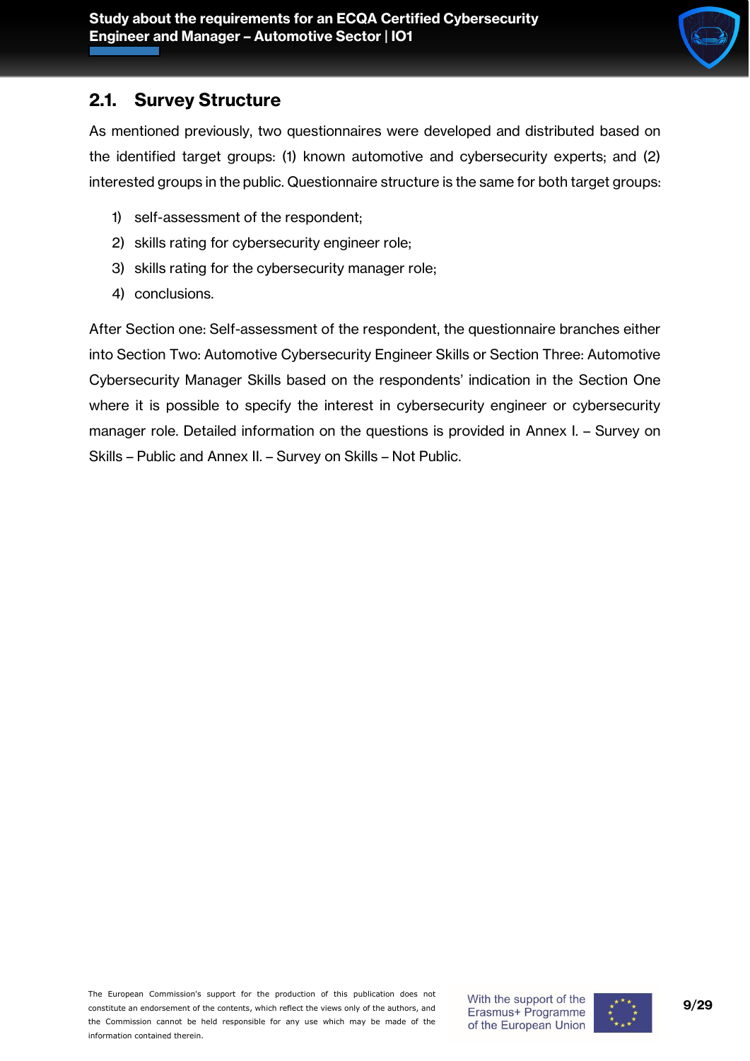## 2.1. Survey Structure

As mentioned previously, two questionnaires were developed and distributed based on the identified target groups: (1) known automotive and cybersecurity experts; and (2) interested groups in the public. Questionnaire structure is the same for both target groups:

1) self-assessment of the respondent;
2) skills rating for cybersecurity engineer role;
3) skills rating for the cybersecurity manager role;
4) conclusions.

After Section one: Self-assessment of the respondent, the questionnaire branches either into Section Two: Automotive Cybersecurity Engineer Skills or Section Three: Automotive Cybersecurity Manager Skills based on the respondents' indication in the Section One where it is possible to specify the interest in cybersecurity engineer or cybersecurity manager role. Detailed information on the questions is provided in Annex I. – Survey on Skills – Public and Annex II. – Survey on Skills – Not Public.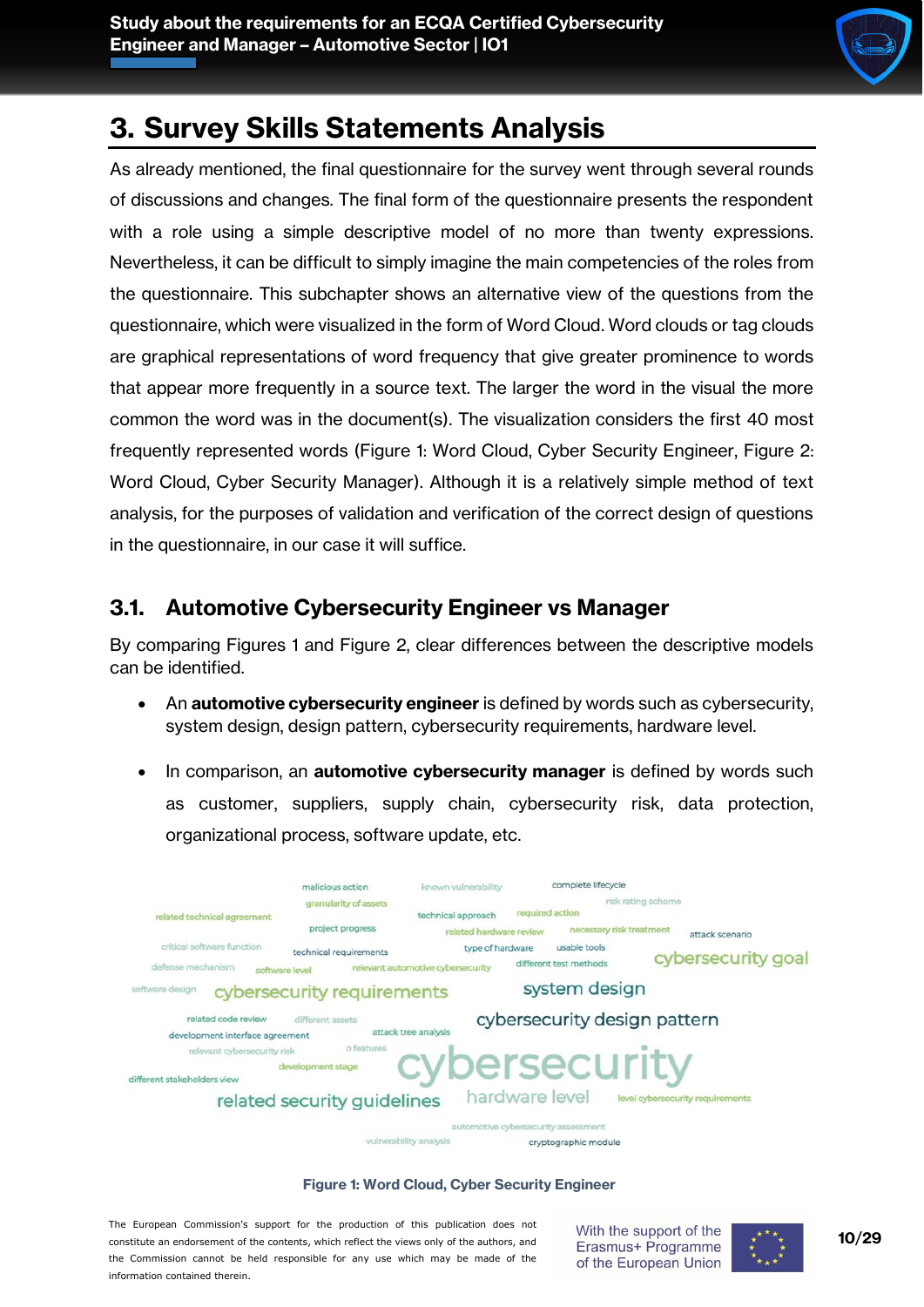# 3. Survey Skills Statements Analysis

As already mentioned, the final questionnaire for the survey went through several rounds of discussions and changes. The final form of the questionnaire presents the respondent with a role using a simple descriptive model of no more than twenty expressions. Nevertheless, it can be difficult to simply imagine the main competencies of the roles from the questionnaire. This subchapter shows an alternative view of the questions from the questionnaire, which were visualized in the form of Word Cloud. Word clouds or tag clouds are graphical representations of word frequency that give greater prominence to words that appear more frequently in a source text. The larger the word in the visual the more common the word was in the document(s). The visualization considers the first 40 most frequently represented words (Figure 1: Word Cloud, Cyber Security Engineer, Figure 2: Word Cloud, Cyber Security Manager). Although it is a relatively simple method of text analysis, for the purposes of validation and verification of the correct design of questions in the questionnaire, in our case it will suffice.

## 3.1. Automotive Cybersecurity Engineer vs Manager

By comparing Figures 1 and Figure 2, clear differences between the descriptive models can be identified.

- An **automotive cybersecurity engineer** is defined by words such as cybersecurity, system design, design pattern, cybersecurity requirements, hardware level.
- In comparison, an **automotive cybersecurity manager** is defined by words such as customer, suppliers, supply chain, cybersecurity risk, data protection, organizational process, software update, etc.

malicious action, known vulnerability, complete lifecycle, granularity of assets, risk rating scheme, related technical agreement, technical approach, required action, project progress, related hardware review, necessary risk treatment, attack scenario, critical software function, technical requirements, type of hardware, usable tools, defense mechanism, software level, relevant automotive cybersecurity, different test methods, cybersecurity goal, software design, cybersecurity requirements, system design, related code review, different assets, cybersecurity design pattern, development interface agreement, attack tree analysis, relevant cybersecurity risk, o features, development stage, cybersecurity, different stakeholders view, related security guidelines, hardware level, level cybersecurity requirements, automotive cybersecurity assessment, vulnerability analysis, cryptographic module

**Figure 1: Word Cloud, Cyber Security Engineer**

The European Commission's support for the production of this publication does not constitute an endorsement of the contents, which reflect the views only of the authors, and the Commission cannot be held responsible for any use which may be made of the information contained therein.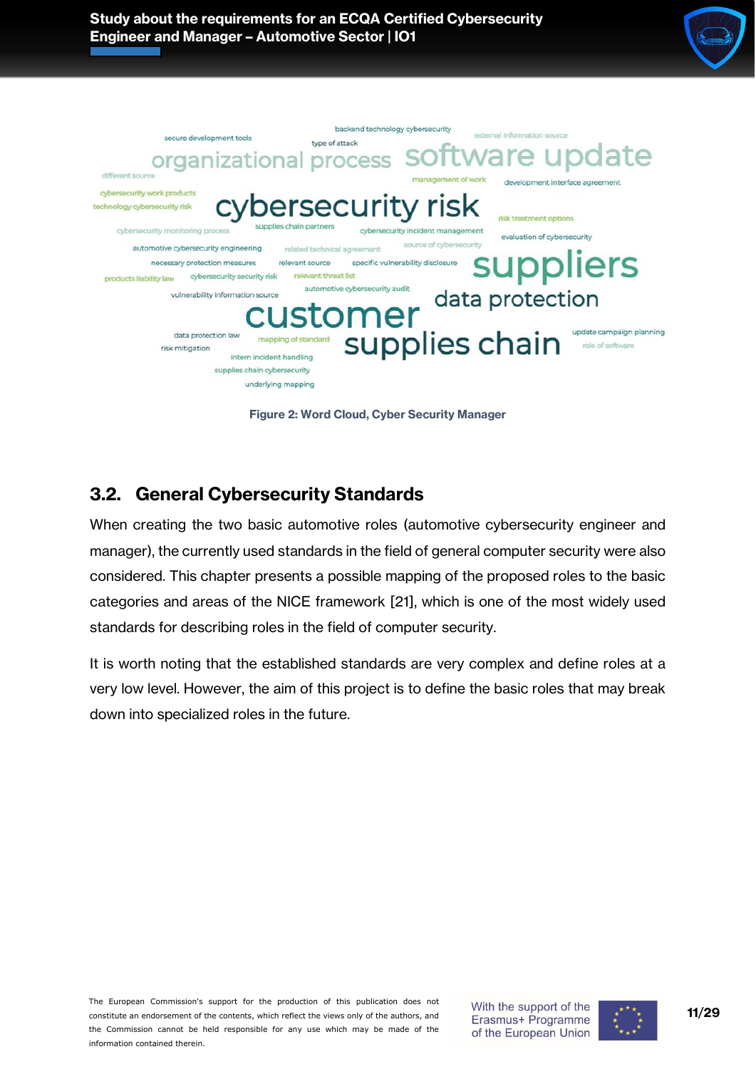Figure 2: Word Cloud, Cyber Security Manager

## 3.2. General Cybersecurity Standards

When creating the two basic automotive roles (automotive cybersecurity engineer and manager), the currently used standards in the field of general computer security were also considered. This chapter presents a possible mapping of the proposed roles to the basic categories and areas of the NICE framework [21], which is one of the most widely used standards for describing roles in the field of computer security.

It is worth noting that the established standards are very complex and define roles at a very low level. However, the aim of this project is to define the basic roles that may break down into specialized roles in the future.

The European Commission's support for the production of this publication does not constitute an endorsement of the contents, which reflect the views only of the authors, and the Commission cannot be held responsible for any use which may be made of the information contained therein.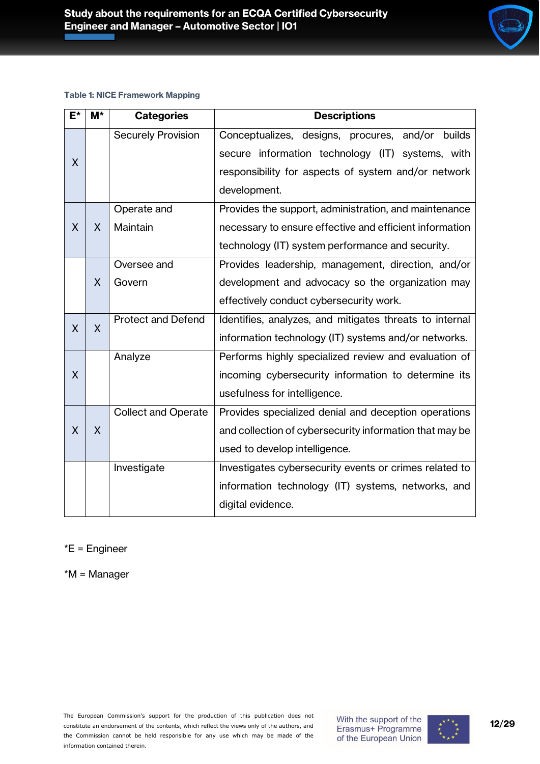Table 1: NICE Framework Mapping

| E* | M* | Categories | Descriptions |
|---|---|---|---|
| X | | Securely Provision | Conceptualizes, designs, procures, and/or builds secure information technology (IT) systems, with responsibility for aspects of system and/or network development. |
| X | X | Operate and Maintain | Provides the support, administration, and maintenance necessary to ensure effective and efficient information technology (IT) system performance and security. |
| | X | Oversee and Govern | Provides leadership, management, direction, and/or development and advocacy so the organization may effectively conduct cybersecurity work. |
| X | X | Protect and Defend | Identifies, analyzes, and mitigates threats to internal information technology (IT) systems and/or networks. |
| X | | Analyze | Performs highly specialized review and evaluation of incoming cybersecurity information to determine its usefulness for intelligence. |
| X | X | Collect and Operate | Provides specialized denial and deception operations and collection of cybersecurity information that may be used to develop intelligence. |
| | | Investigate | Investigates cybersecurity events or crimes related to information technology (IT) systems, networks, and digital evidence. |

*E = Engineer

*M = Manager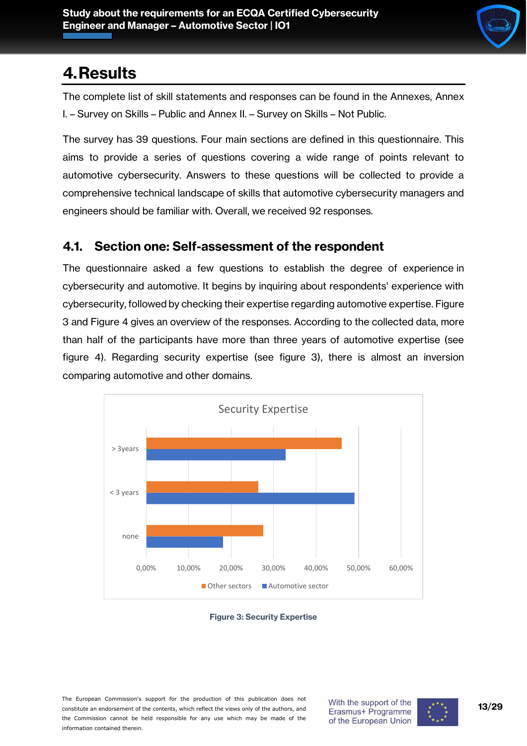# 4. Results

The complete list of skill statements and responses can be found in the Annexes, Annex I. – Survey on Skills – Public and Annex II. – Survey on Skills – Not Public.

The survey has 39 questions. Four main sections are defined in this questionnaire. This aims to provide a series of questions covering a wide range of points relevant to automotive cybersecurity. Answers to these questions will be collected to provide a comprehensive technical landscape of skills that automotive cybersecurity managers and engineers should be familiar with. Overall, we received 92 responses.

## 4.1. Section one: Self-assessment of the respondent

The questionnaire asked a few questions to establish the degree of experience in cybersecurity and automotive. It begins by inquiring about respondents' experience with cybersecurity, followed by checking their expertise regarding automotive expertise. Figure 3 and Figure 4 gives an overview of the responses. According to the collected data, more than half of the participants have more than three years of automotive expertise (see figure 4). Regarding security expertise (see figure 3), there is almost an inversion comparing automotive and other domains.

**Figure 3: Security Expertise**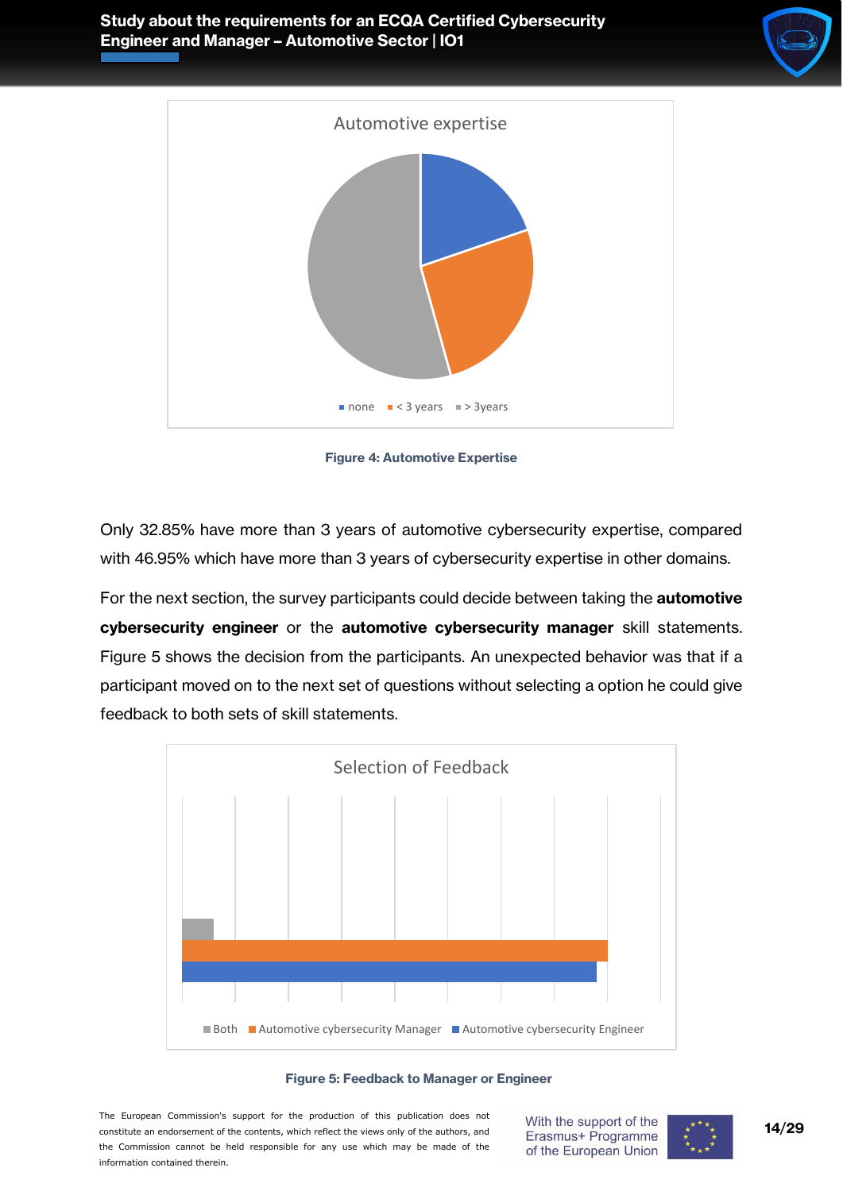Figure 4: Automotive Expertise

Only 32.85% have more than 3 years of automotive cybersecurity expertise, compared with 46.95% which have more than 3 years of cybersecurity expertise in other domains.

For the next section, the survey participants could decide between taking the **automotive cybersecurity engineer** or the **automotive cybersecurity manager** skill statements. Figure 5 shows the decision from the participants. An unexpected behavior was that if a participant moved on to the next set of questions without selecting a option he could give feedback to both sets of skill statements.

Figure 5: Feedback to Manager or Engineer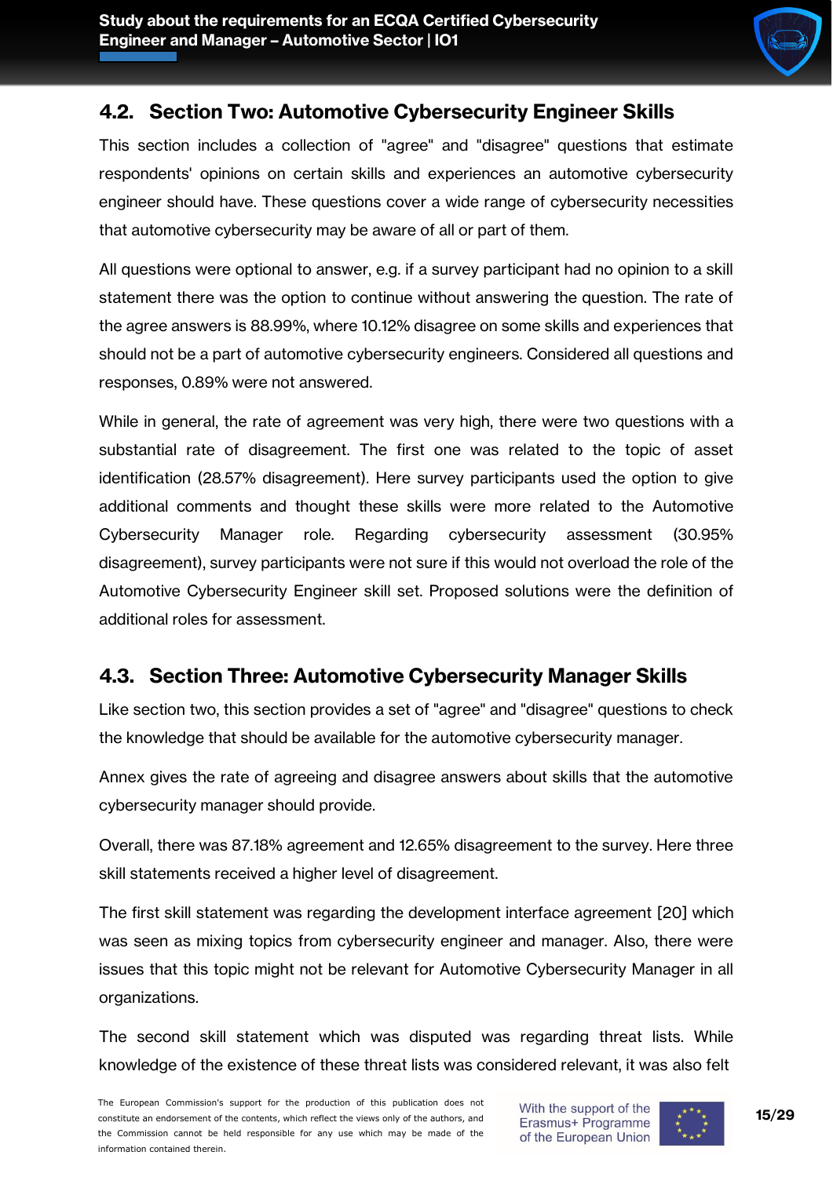## 4.2. Section Two: Automotive Cybersecurity Engineer Skills

This section includes a collection of "agree" and "disagree" questions that estimate respondents' opinions on certain skills and experiences an automotive cybersecurity engineer should have. These questions cover a wide range of cybersecurity necessities that automotive cybersecurity may be aware of all or part of them.

All questions were optional to answer, e.g. if a survey participant had no opinion to a skill statement there was the option to continue without answering the question. The rate of the agree answers is 88.99%, where 10.12% disagree on some skills and experiences that should not be a part of automotive cybersecurity engineers. Considered all questions and responses, 0.89% were not answered.

While in general, the rate of agreement was very high, there were two questions with a substantial rate of disagreement. The first one was related to the topic of asset identification (28.57% disagreement). Here survey participants used the option to give additional comments and thought these skills were more related to the Automotive Cybersecurity Manager role. Regarding cybersecurity assessment (30.95% disagreement), survey participants were not sure if this would not overload the role of the Automotive Cybersecurity Engineer skill set. Proposed solutions were the definition of additional roles for assessment.

## 4.3. Section Three: Automotive Cybersecurity Manager Skills

Like section two, this section provides a set of "agree" and "disagree" questions to check the knowledge that should be available for the automotive cybersecurity manager.

Annex gives the rate of agreeing and disagree answers about skills that the automotive cybersecurity manager should provide.

Overall, there was 87.18% agreement and 12.65% disagreement to the survey. Here three skill statements received a higher level of disagreement.

The first skill statement was regarding the development interface agreement [20] which was seen as mixing topics from cybersecurity engineer and manager. Also, there were issues that this topic might not be relevant for Automotive Cybersecurity Manager in all organizations.

The second skill statement which was disputed was regarding threat lists. While knowledge of the existence of these threat lists was considered relevant, it was also felt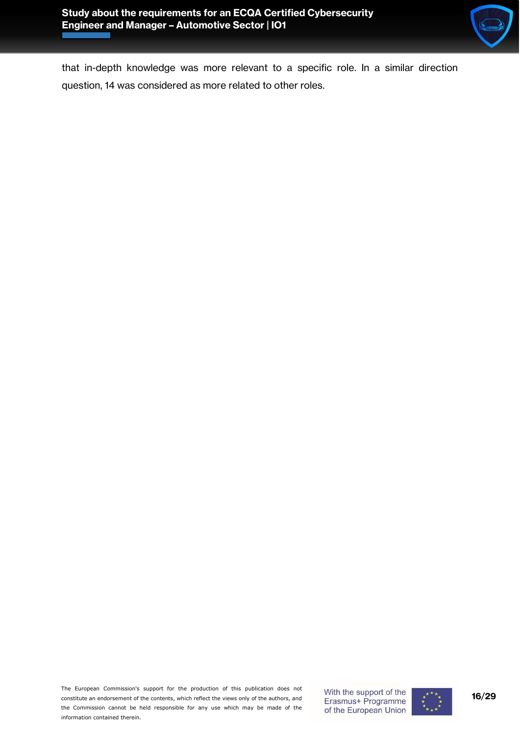that in-depth knowledge was more relevant to a specific role. In a similar direction question, 14 was considered as more related to other roles.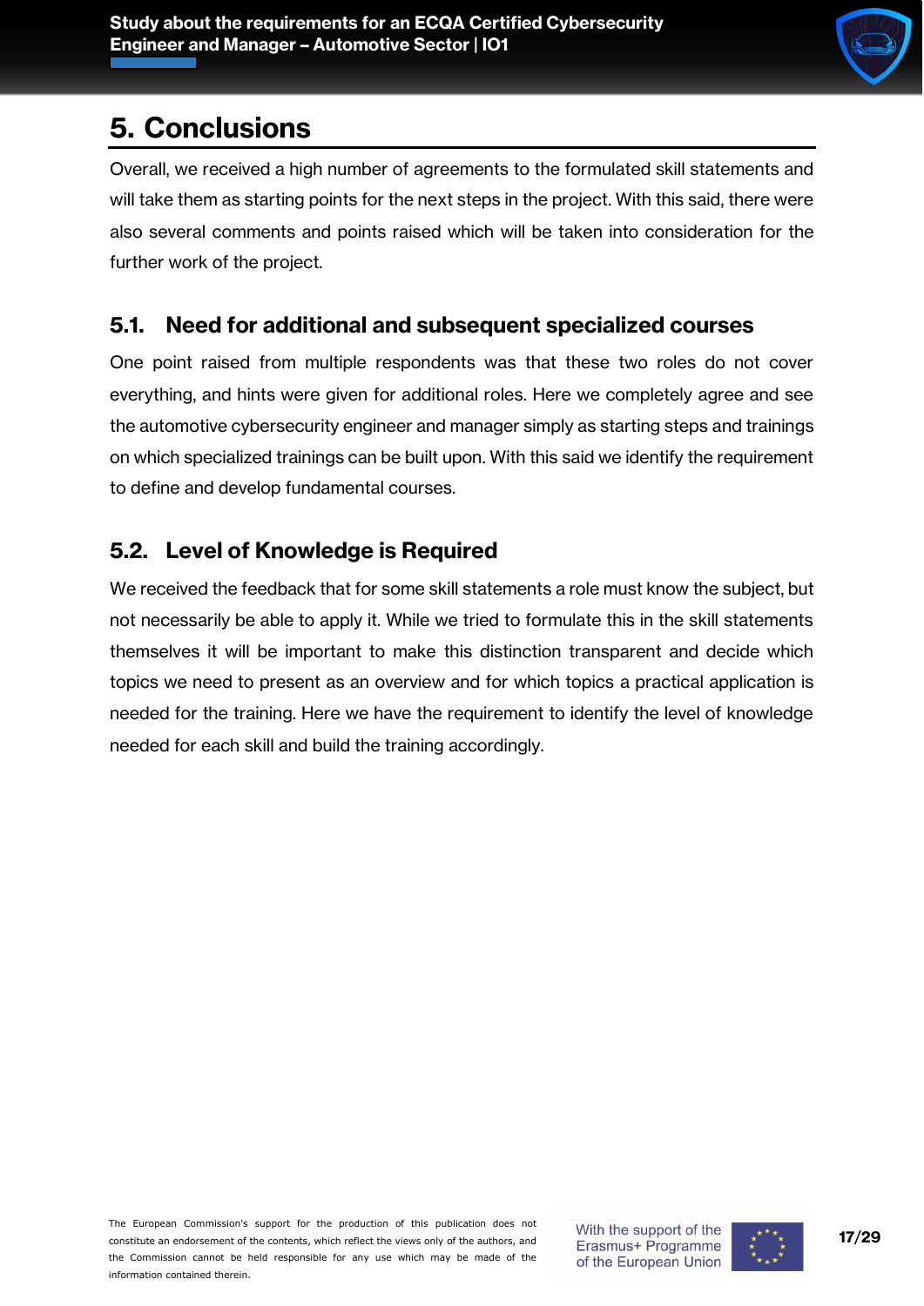# 5. Conclusions

Overall, we received a high number of agreements to the formulated skill statements and will take them as starting points for the next steps in the project. With this said, there were also several comments and points raised which will be taken into consideration for the further work of the project.

## 5.1. Need for additional and subsequent specialized courses

One point raised from multiple respondents was that these two roles do not cover everything, and hints were given for additional roles. Here we completely agree and see the automotive cybersecurity engineer and manager simply as starting steps and trainings on which specialized trainings can be built upon. With this said we identify the requirement to define and develop fundamental courses.

## 5.2. Level of Knowledge is Required

We received the feedback that for some skill statements a role must know the subject, but not necessarily be able to apply it. While we tried to formulate this in the skill statements themselves it will be important to make this distinction transparent and decide which topics we need to present as an overview and for which topics a practical application is needed for the training. Here we have the requirement to identify the level of knowledge needed for each skill and build the training accordingly.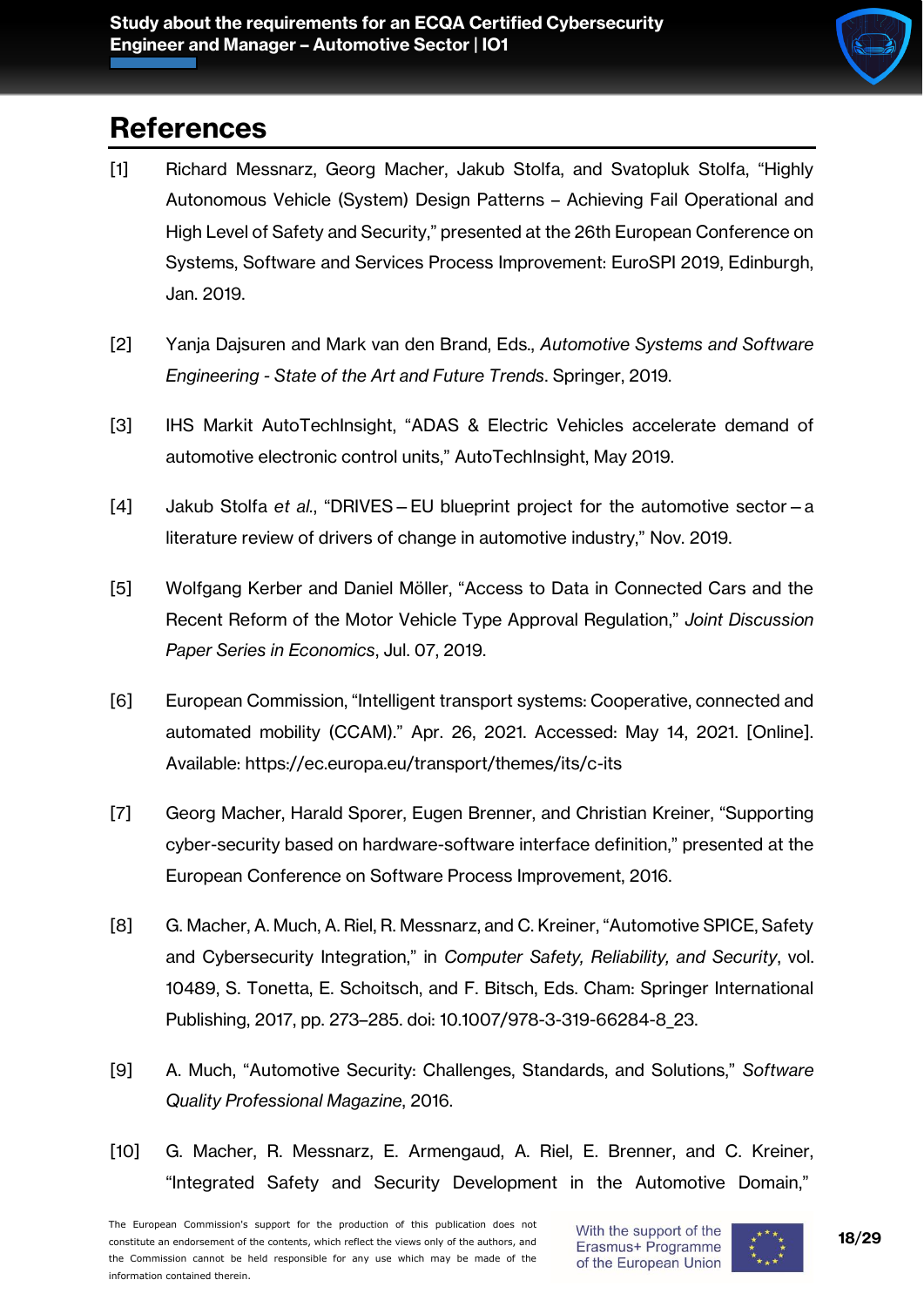## References

[1] Richard Messnarz, Georg Macher, Jakub Stolfa, and Svatopluk Stolfa, "Highly Autonomous Vehicle (System) Design Patterns – Achieving Fail Operational and High Level of Safety and Security," presented at the 26th European Conference on Systems, Software and Services Process Improvement: EuroSPI 2019, Edinburgh, Jan. 2019.

[2] Yanja Dajsuren and Mark van den Brand, Eds., *Automotive Systems and Software Engineering - State of the Art and Future Trends*. Springer, 2019.

[3] IHS Markit AutoTechInsight, "ADAS & Electric Vehicles accelerate demand of automotive electronic control units," AutoTechInsight, May 2019.

[4] Jakub Stolfa *et al.*, "DRIVES – EU blueprint project for the automotive sector – a literature review of drivers of change in automotive industry," Nov. 2019.

[5] Wolfgang Kerber and Daniel Möller, "Access to Data in Connected Cars and the Recent Reform of the Motor Vehicle Type Approval Regulation," *Joint Discussion Paper Series in Economics*, Jul. 07, 2019.

[6] European Commission, "Intelligent transport systems: Cooperative, connected and automated mobility (CCAM)." Apr. 26, 2021. Accessed: May 14, 2021. [Online]. Available: https://ec.europa.eu/transport/themes/its/c-its

[7] Georg Macher, Harald Sporer, Eugen Brenner, and Christian Kreiner, "Supporting cyber-security based on hardware-software interface definition," presented at the European Conference on Software Process Improvement, 2016.

[8] G. Macher, A. Much, A. Riel, R. Messnarz, and C. Kreiner, "Automotive SPICE, Safety and Cybersecurity Integration," in *Computer Safety, Reliability, and Security*, vol. 10489, S. Tonetta, E. Schoitsch, and F. Bitsch, Eds. Cham: Springer International Publishing, 2017, pp. 273–285. doi: 10.1007/978-3-319-66284-8_23.

[9] A. Much, "Automotive Security: Challenges, Standards, and Solutions," *Software Quality Professional Magazine*, 2016.

[10] G. Macher, R. Messnarz, E. Armengaud, A. Riel, E. Brenner, and C. Kreiner, "Integrated Safety and Security Development in the Automotive Domain,"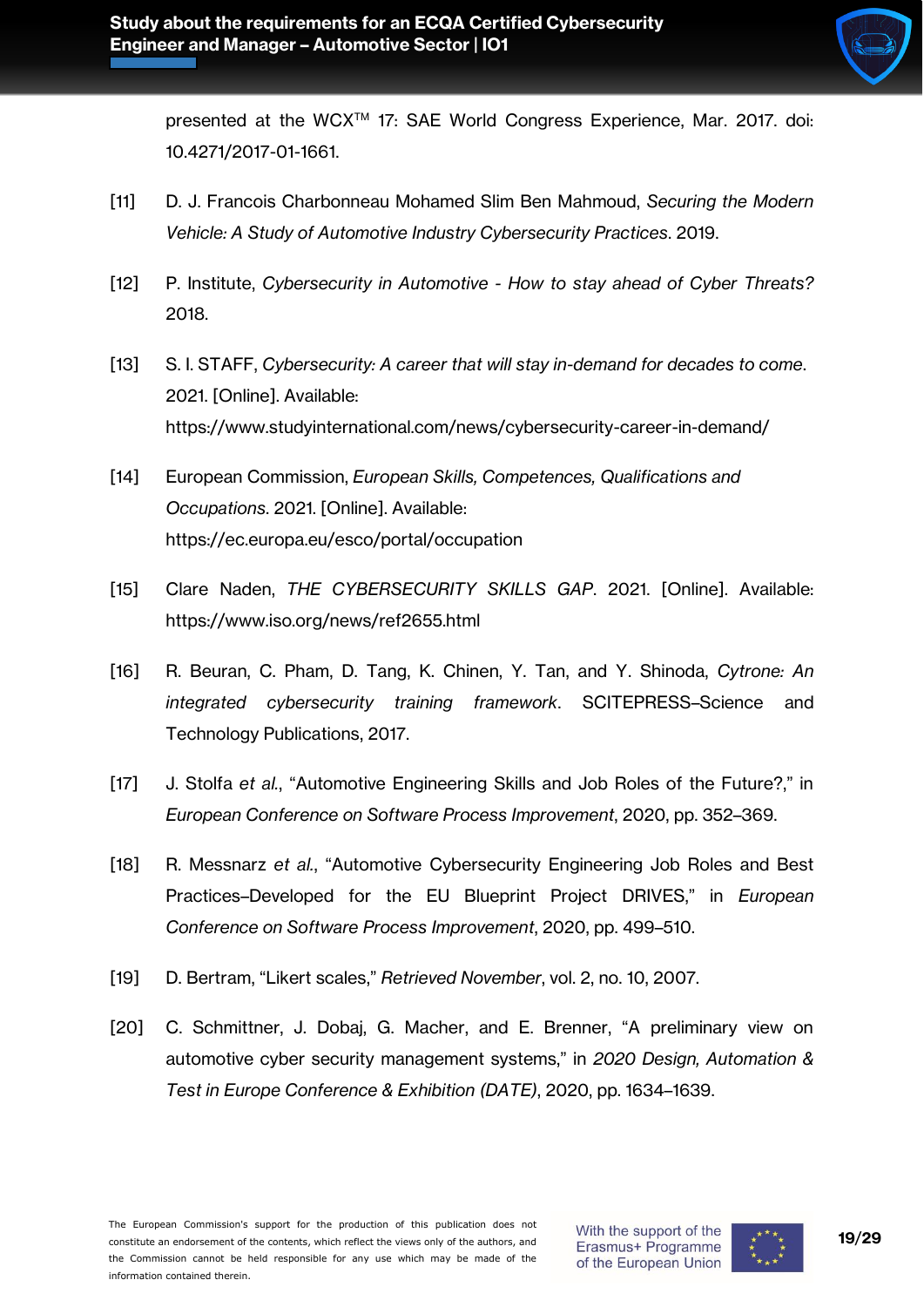presented at the WCX™ 17: SAE World Congress Experience, Mar. 2017. doi: 10.4271/2017-01-1661.

[11] D. J. Francois Charbonneau Mohamed Slim Ben Mahmoud, *Securing the Modern Vehicle: A Study of Automotive Industry Cybersecurity Practices*. 2019.

[12] P. Institute, *Cybersecurity in Automotive - How to stay ahead of Cyber Threats?* 2018.

[13] S. I. STAFF, *Cybersecurity: A career that will stay in-demand for decades to come*. 2021. [Online]. Available: https://www.studyinternational.com/news/cybersecurity-career-in-demand/

[14] European Commission, *European Skills, Competences, Qualifications and Occupations*. 2021. [Online]. Available: https://ec.europa.eu/esco/portal/occupation

[15] Clare Naden, *THE CYBERSECURITY SKILLS GAP*. 2021. [Online]. Available: https://www.iso.org/news/ref2655.html

[16] R. Beuran, C. Pham, D. Tang, K. Chinen, Y. Tan, and Y. Shinoda, *Cytrone: An integrated cybersecurity training framework*. SCITEPRESS–Science and Technology Publications, 2017.

[17] J. Stolfa *et al.*, "Automotive Engineering Skills and Job Roles of the Future?," in *European Conference on Software Process Improvement*, 2020, pp. 352–369.

[18] R. Messnarz *et al.*, "Automotive Cybersecurity Engineering Job Roles and Best Practices–Developed for the EU Blueprint Project DRIVES," in *European Conference on Software Process Improvement*, 2020, pp. 499–510.

[19] D. Bertram, "Likert scales," *Retrieved November*, vol. 2, no. 10, 2007.

[20] C. Schmittner, J. Dobaj, G. Macher, and E. Brenner, "A preliminary view on automotive cyber security management systems," in *2020 Design, Automation & Test in Europe Conference & Exhibition (DATE)*, 2020, pp. 1634–1639.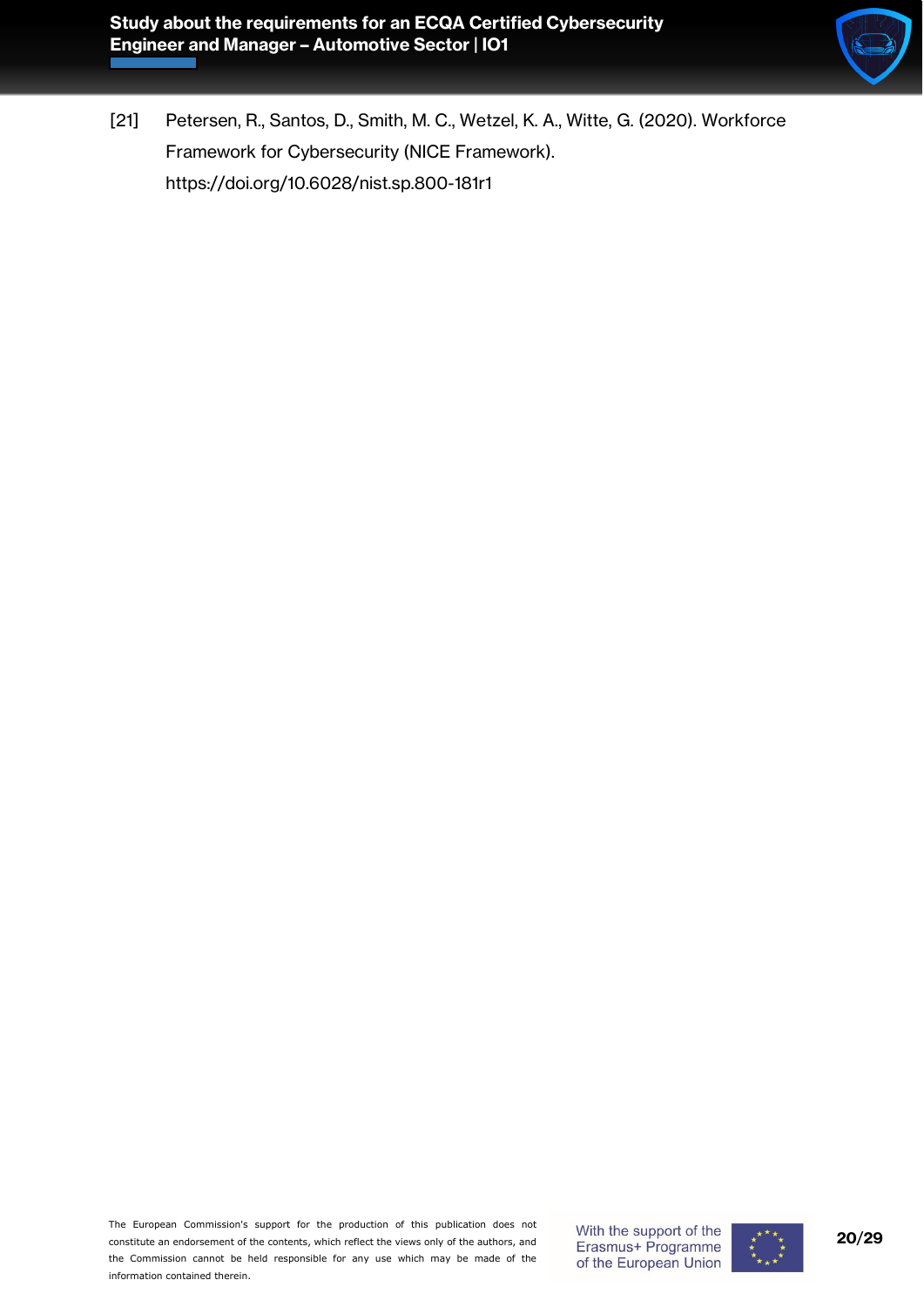[21] Petersen, R., Santos, D., Smith, M. C., Wetzel, K. A., Witte, G. (2020). Workforce Framework for Cybersecurity (NICE Framework). https://doi.org/10.6028/nist.sp.800-181r1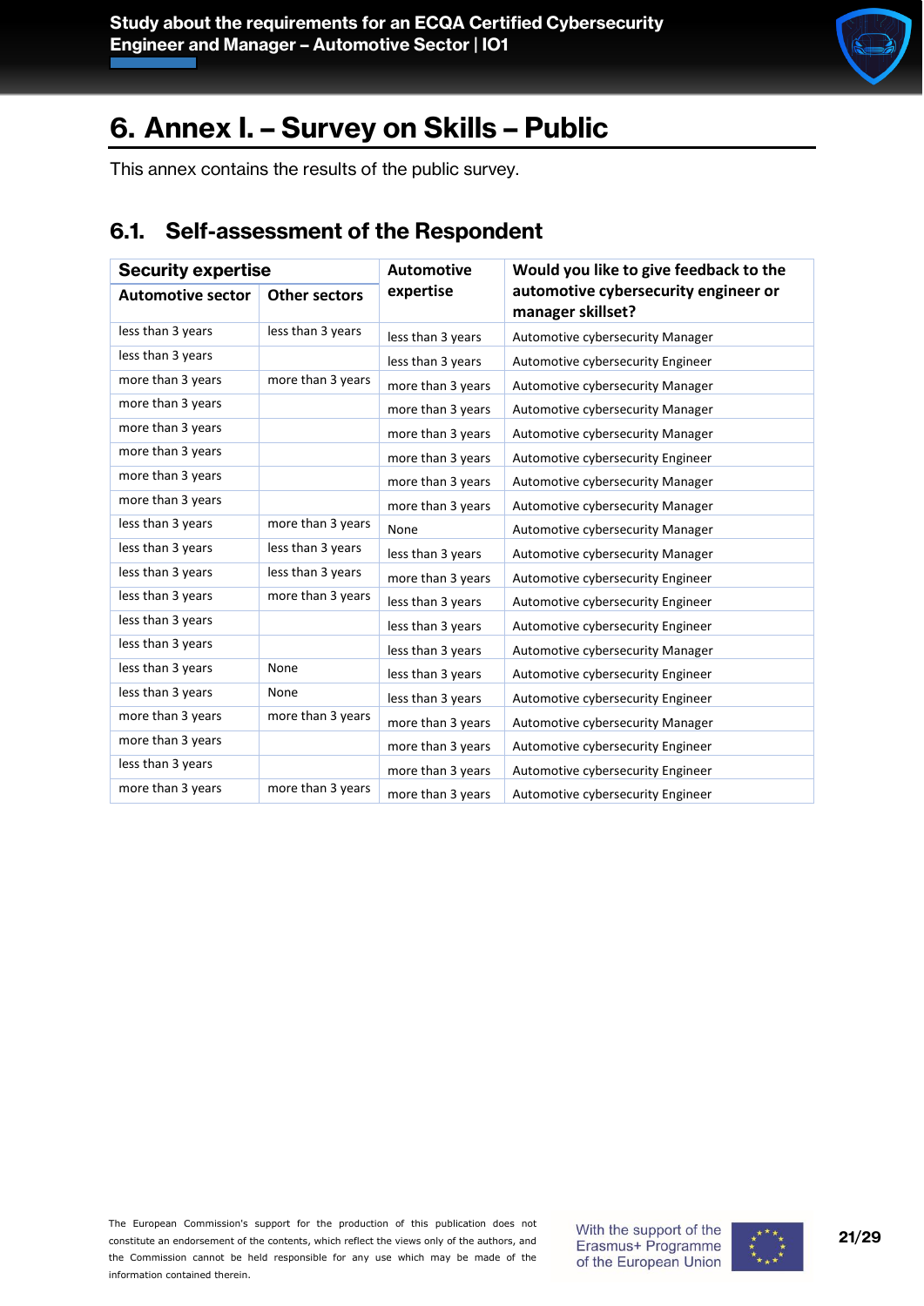# 6. Annex I. – Survey on Skills – Public

This annex contains the results of the public survey.

## 6.1. Self-assessment of the Respondent

| Security expertise | | Automotive expertise | Would you like to give feedback to the automotive cybersecurity engineer or manager skillset? |
|---|---|---|---|
| Automotive sector | Other sectors | | |
| less than 3 years | less than 3 years | less than 3 years | Automotive cybersecurity Manager |
| less than 3 years | | less than 3 years | Automotive cybersecurity Engineer |
| more than 3 years | more than 3 years | more than 3 years | Automotive cybersecurity Manager |
| more than 3 years | | more than 3 years | Automotive cybersecurity Manager |
| more than 3 years | | more than 3 years | Automotive cybersecurity Manager |
| more than 3 years | | more than 3 years | Automotive cybersecurity Engineer |
| more than 3 years | | more than 3 years | Automotive cybersecurity Manager |
| more than 3 years | | more than 3 years | Automotive cybersecurity Manager |
| less than 3 years | more than 3 years | None | Automotive cybersecurity Manager |
| less than 3 years | less than 3 years | less than 3 years | Automotive cybersecurity Manager |
| less than 3 years | less than 3 years | more than 3 years | Automotive cybersecurity Engineer |
| less than 3 years | more than 3 years | less than 3 years | Automotive cybersecurity Engineer |
| less than 3 years | | less than 3 years | Automotive cybersecurity Engineer |
| less than 3 years | | less than 3 years | Automotive cybersecurity Manager |
| less than 3 years | None | less than 3 years | Automotive cybersecurity Engineer |
| less than 3 years | None | less than 3 years | Automotive cybersecurity Engineer |
| more than 3 years | more than 3 years | more than 3 years | Automotive cybersecurity Manager |
| more than 3 years | | more than 3 years | Automotive cybersecurity Engineer |
| less than 3 years | | more than 3 years | Automotive cybersecurity Engineer |
| more than 3 years | more than 3 years | more than 3 years | Automotive cybersecurity Engineer |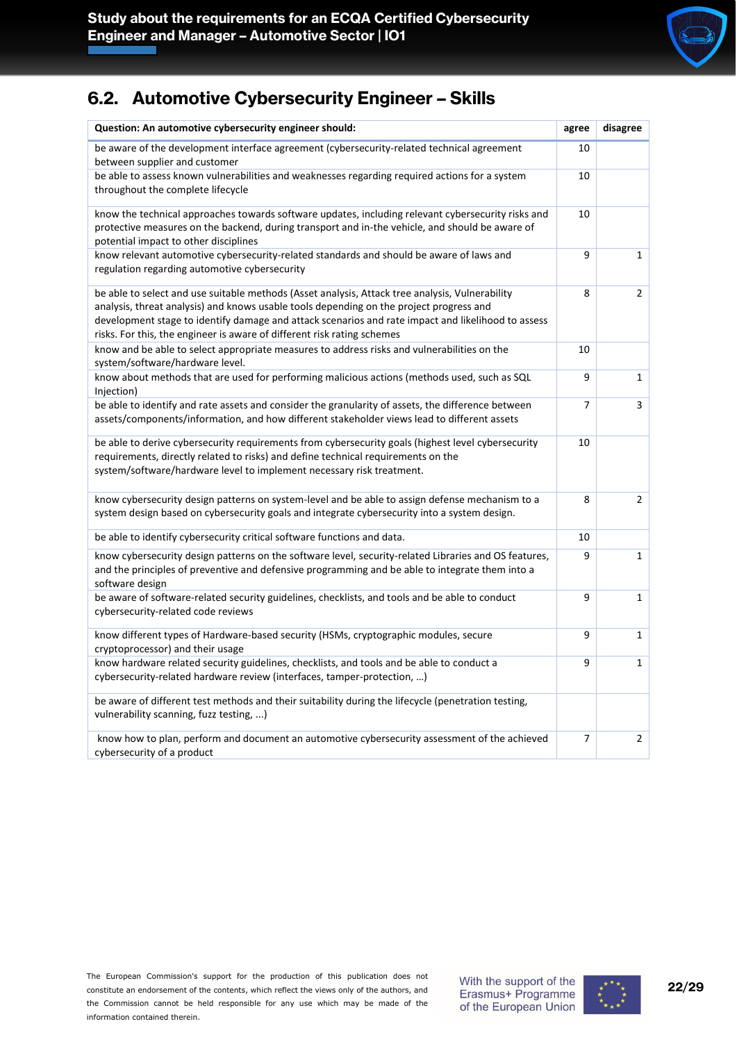## 6.2. Automotive Cybersecurity Engineer – Skills

| Question: An automotive cybersecurity engineer should: | agree | disagree |
|---|---|---|
| be aware of the development interface agreement (cybersecurity-related technical agreement between supplier and customer | 10 | |
| be able to assess known vulnerabilities and weaknesses regarding required actions for a system throughout the complete lifecycle | 10 | |
| know the technical approaches towards software updates, including relevant cybersecurity risks and protective measures on the backend, during transport and in-the vehicle, and should be aware of potential impact to other disciplines | 10 | |
| know relevant automotive cybersecurity-related standards and should be aware of laws and regulation regarding automotive cybersecurity | 9 | 1 |
| be able to select and use suitable methods (Asset analysis, Attack tree analysis, Vulnerability analysis, threat analysis) and knows usable tools depending on the project progress and development stage to identify damage and attack scenarios and rate impact and likelihood to assess risks. For this, the engineer is aware of different risk rating schemes | 8 | 2 |
| know and be able to select appropriate measures to address risks and vulnerabilities on the system/software/hardware level. | 10 | |
| know about methods that are used for performing malicious actions (methods used, such as SQL Injection) | 9 | 1 |
| be able to identify and rate assets and consider the granularity of assets, the difference between assets/components/information, and how different stakeholder views lead to different assets | 7 | 3 |
| be able to derive cybersecurity requirements from cybersecurity goals (highest level cybersecurity requirements, directly related to risks) and define technical requirements on the system/software/hardware level to implement necessary risk treatment. | 10 | |
| know cybersecurity design patterns on system-level and be able to assign defense mechanism to a system design based on cybersecurity goals and integrate cybersecurity into a system design. | 8 | 2 |
| be able to identify cybersecurity critical software functions and data. | 10 | |
| know cybersecurity design patterns on the software level, security-related Libraries and OS features, and the principles of preventive and defensive programming and be able to integrate them into a software design | 9 | 1 |
| be aware of software-related security guidelines, checklists, and tools and be able to conduct cybersecurity-related code reviews | 9 | 1 |
| know different types of Hardware-based security (HSMs, cryptographic modules, secure cryptoprocessor) and their usage | 9 | 1 |
| know hardware related security guidelines, checklists, and tools and be able to conduct a cybersecurity-related hardware review (interfaces, tamper-protection, …) | 9 | 1 |
| be aware of different test methods and their suitability during the lifecycle (penetration testing, vulnerability scanning, fuzz testing, ...) | | |
| know how to plan, perform and document an automotive cybersecurity assessment of the achieved cybersecurity of a product | 7 | 2 |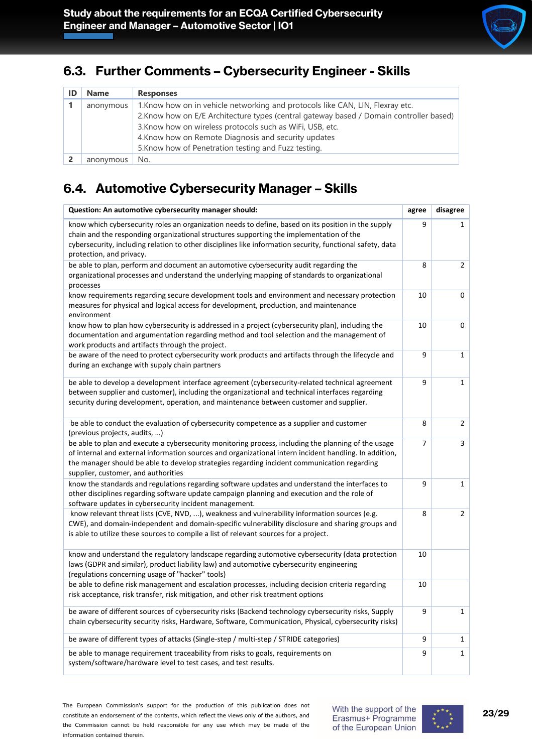## 6.3. Further Comments – Cybersecurity Engineer - Skills

| ID | Name | Responses |
|---|---|---|
| 1 | anonymous | 1.Know how on in vehicle networking and protocols like CAN, LIN, Flexray etc.<br>2.Know how on E/E Architecture types (central gateway based / Domain controller based)<br>3.Know how on wireless protocols such as WiFi, USB, etc.<br>4.Know how on Remote Diagnosis and security updates<br>5.Know how of Penetration testing and Fuzz testing. |
| 2 | anonymous | No. |

## 6.4. Automotive Cybersecurity Manager – Skills

| Question: An automotive cybersecurity manager should: | agree | disagree |
|---|---|---|
| know which cybersecurity roles an organization needs to define, based on its position in the supply chain and the responding organizational structures supporting the implementation of the cybersecurity, including relation to other disciplines like information security, functional safety, data protection, and privacy. | 9 | 1 |
| be able to plan, perform and document an automotive cybersecurity audit regarding the organizational processes and understand the underlying mapping of standards to organizational processes | 8 | 2 |
| know requirements regarding secure development tools and environment and necessary protection measures for physical and logical access for development, production, and maintenance environment | 10 | 0 |
| know how to plan how cybersecurity is addressed in a project (cybersecurity plan), including the documentation and argumentation regarding method and tool selection and the management of work products and artifacts through the project. | 10 | 0 |
| be aware of the need to protect cybersecurity work products and artifacts through the lifecycle and during an exchange with supply chain partners | 9 | 1 |
| be able to develop a development interface agreement (cybersecurity-related technical agreement between supplier and customer), including the organizational and technical interfaces regarding security during development, operation, and maintenance between customer and supplier. | 9 | 1 |
| be able to conduct the evaluation of cybersecurity competence as a supplier and customer (previous projects, audits, …) | 8 | 2 |
| be able to plan and execute a cybersecurity monitoring process, including the planning of the usage of internal and external information sources and organizational intern incident handling. In addition, the manager should be able to develop strategies regarding incident communication regarding supplier, customer, and authorities | 7 | 3 |
| know the standards and regulations regarding software updates and understand the interfaces to other disciplines regarding software update campaign planning and execution and the role of software updates in cybersecurity incident management. | 9 | 1 |
| know relevant threat lists (CVE, NVD, ...), weakness and vulnerability information sources (e.g. CWE), and domain-independent and domain-specific vulnerability disclosure and sharing groups and is able to utilize these sources to compile a list of relevant sources for a project. | 8 | 2 |
| know and understand the regulatory landscape regarding automotive cybersecurity (data protection laws (GDPR and similar), product liability law) and automotive cybersecurity engineering (regulations concerning usage of "hacker" tools) | 10 | |
| be able to define risk management and escalation processes, including decision criteria regarding risk acceptance, risk transfer, risk mitigation, and other risk treatment options | 10 | |
| be aware of different sources of cybersecurity risks (Backend technology cybersecurity risks, Supply chain cybersecurity security risks, Hardware, Software, Communication, Physical, cybersecurity risks) | 9 | 1 |
| be aware of different types of attacks (Single-step / multi-step / STRIDE categories) | 9 | 1 |
| be able to manage requirement traceability from risks to goals, requirements on system/software/hardware level to test cases, and test results. | 9 | 1 |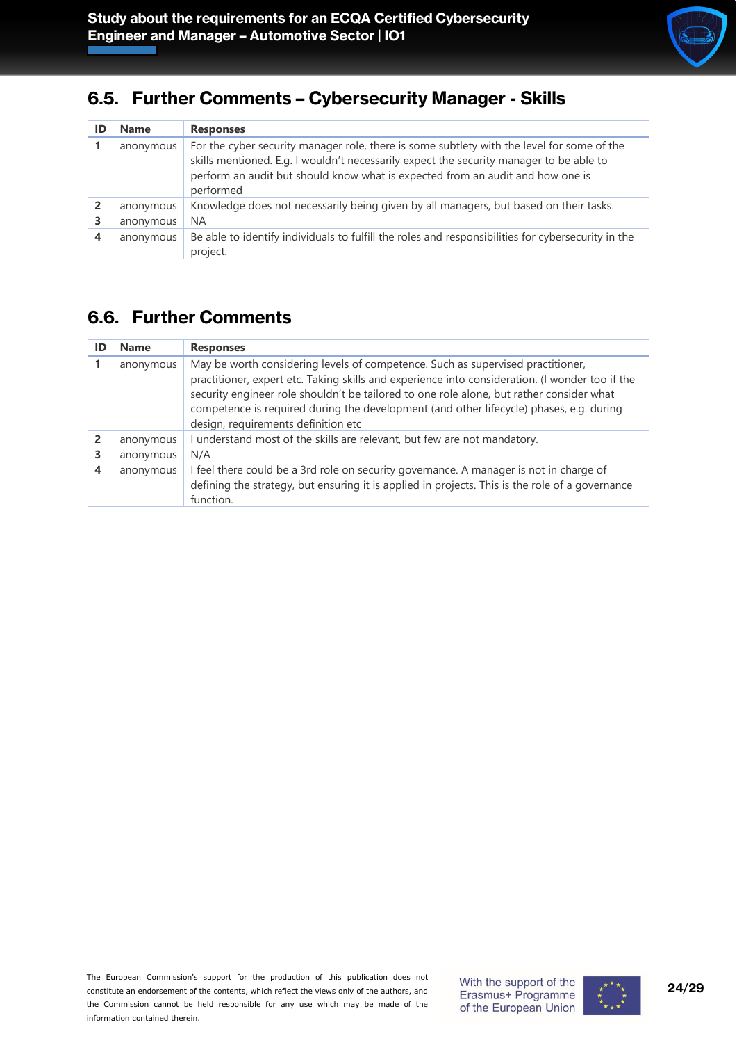## 6.5. Further Comments – Cybersecurity Manager - Skills

| ID | Name | Responses |
|---|---|---|
| 1 | anonymous | For the cyber security manager role, there is some subtlety with the level for some of the skills mentioned. E.g. I wouldn't necessarily expect the security manager to be able to perform an audit but should know what is expected from an audit and how one is performed |
| 2 | anonymous | Knowledge does not necessarily being given by all managers, but based on their tasks. |
| 3 | anonymous | NA |
| 4 | anonymous | Be able to identify individuals to fulfill the roles and responsibilities for cybersecurity in the project. |

## 6.6. Further Comments

| ID | Name | Responses |
|---|---|---|
| 1 | anonymous | May be worth considering levels of competence. Such as supervised practitioner, practitioner, expert etc. Taking skills and experience into consideration. (I wonder too if the security engineer role shouldn't be tailored to one role alone, but rather consider what competence is required during the development (and other lifecycle) phases, e.g. during design, requirements definition etc |
| 2 | anonymous | I understand most of the skills are relevant, but few are not mandatory. |
| 3 | anonymous | N/A |
| 4 | anonymous | I feel there could be a 3rd role on security governance. A manager is not in charge of defining the strategy, but ensuring it is applied in projects. This is the role of a governance function. |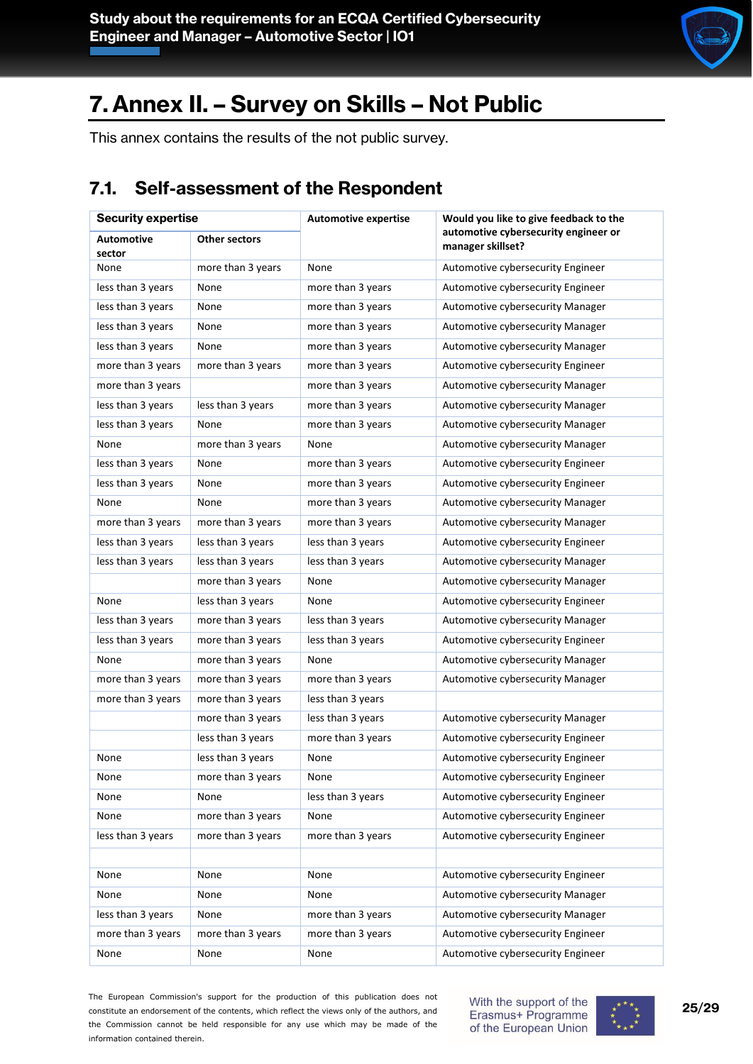# 7. Annex II. – Survey on Skills – Not Public

This annex contains the results of the not public survey.

## 7.1. Self-assessment of the Respondent

| Security expertise | | Automotive expertise | Would you like to give feedback to the automotive cybersecurity engineer or manager skillset? |
|---|---|---|---|
| Automotive sector | Other sectors | | |
| None | more than 3 years | None | Automotive cybersecurity Engineer |
| less than 3 years | None | more than 3 years | Automotive cybersecurity Engineer |
| less than 3 years | None | more than 3 years | Automotive cybersecurity Manager |
| less than 3 years | None | more than 3 years | Automotive cybersecurity Manager |
| less than 3 years | None | more than 3 years | Automotive cybersecurity Manager |
| more than 3 years | more than 3 years | more than 3 years | Automotive cybersecurity Engineer |
| more than 3 years | | more than 3 years | Automotive cybersecurity Manager |
| less than 3 years | less than 3 years | more than 3 years | Automotive cybersecurity Manager |
| less than 3 years | None | more than 3 years | Automotive cybersecurity Manager |
| None | more than 3 years | None | Automotive cybersecurity Manager |
| less than 3 years | None | more than 3 years | Automotive cybersecurity Engineer |
| less than 3 years | None | more than 3 years | Automotive cybersecurity Engineer |
| None | None | more than 3 years | Automotive cybersecurity Manager |
| more than 3 years | more than 3 years | more than 3 years | Automotive cybersecurity Manager |
| less than 3 years | less than 3 years | less than 3 years | Automotive cybersecurity Engineer |
| less than 3 years | less than 3 years | less than 3 years | Automotive cybersecurity Manager |
| | more than 3 years | None | Automotive cybersecurity Manager |
| None | less than 3 years | None | Automotive cybersecurity Engineer |
| less than 3 years | more than 3 years | less than 3 years | Automotive cybersecurity Manager |
| less than 3 years | more than 3 years | less than 3 years | Automotive cybersecurity Engineer |
| None | more than 3 years | None | Automotive cybersecurity Manager |
| more than 3 years | more than 3 years | more than 3 years | Automotive cybersecurity Manager |
| more than 3 years | more than 3 years | less than 3 years | |
| | more than 3 years | less than 3 years | Automotive cybersecurity Manager |
| | less than 3 years | more than 3 years | Automotive cybersecurity Engineer |
| None | less than 3 years | None | Automotive cybersecurity Engineer |
| None | more than 3 years | None | Automotive cybersecurity Engineer |
| None | None | less than 3 years | Automotive cybersecurity Engineer |
| None | more than 3 years | None | Automotive cybersecurity Engineer |
| less than 3 years | more than 3 years | more than 3 years | Automotive cybersecurity Engineer |
| | | | |
| None | None | None | Automotive cybersecurity Engineer |
| None | None | None | Automotive cybersecurity Manager |
| less than 3 years | None | more than 3 years | Automotive cybersecurity Manager |
| more than 3 years | more than 3 years | more than 3 years | Automotive cybersecurity Engineer |
| None | None | None | Automotive cybersecurity Engineer |

The European Commission's support for the production of this publication does not constitute an endorsement of the contents, which reflect the views only of the authors, and the Commission cannot be held responsible for any use which may be made of the information contained therein.

With the support of the Erasmus+ Programme of the European Union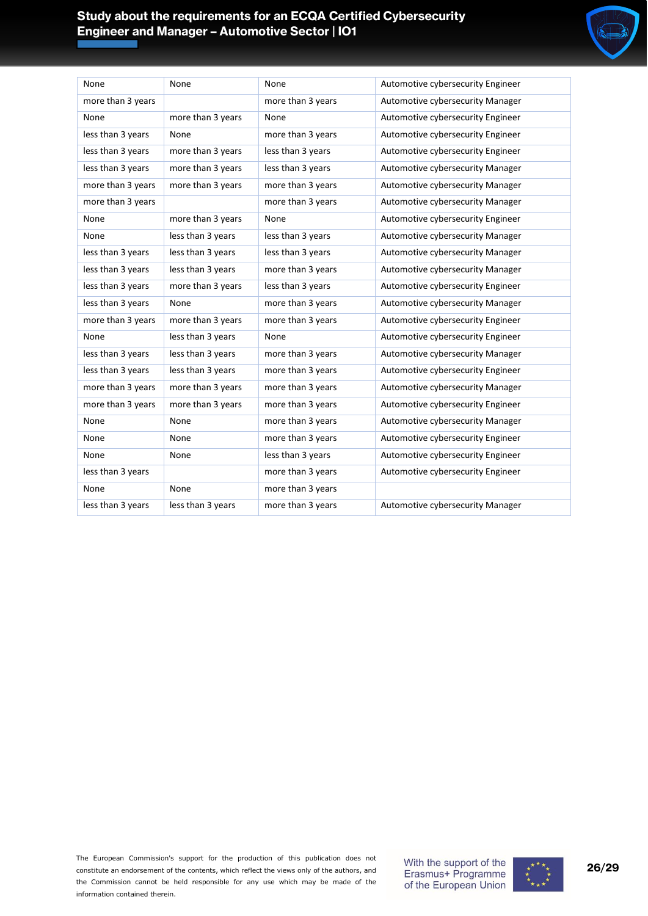| None | None | None | Automotive cybersecurity Engineer |
|---|---|---|---|
| more than 3 years | | more than 3 years | Automotive cybersecurity Manager |
| None | more than 3 years | None | Automotive cybersecurity Engineer |
| less than 3 years | None | more than 3 years | Automotive cybersecurity Engineer |
| less than 3 years | more than 3 years | less than 3 years | Automotive cybersecurity Engineer |
| less than 3 years | more than 3 years | less than 3 years | Automotive cybersecurity Manager |
| more than 3 years | more than 3 years | more than 3 years | Automotive cybersecurity Manager |
| more than 3 years | | more than 3 years | Automotive cybersecurity Manager |
| None | more than 3 years | None | Automotive cybersecurity Engineer |
| None | less than 3 years | less than 3 years | Automotive cybersecurity Manager |
| less than 3 years | less than 3 years | less than 3 years | Automotive cybersecurity Manager |
| less than 3 years | less than 3 years | more than 3 years | Automotive cybersecurity Manager |
| less than 3 years | more than 3 years | less than 3 years | Automotive cybersecurity Engineer |
| less than 3 years | None | more than 3 years | Automotive cybersecurity Manager |
| more than 3 years | more than 3 years | more than 3 years | Automotive cybersecurity Engineer |
| None | less than 3 years | None | Automotive cybersecurity Engineer |
| less than 3 years | less than 3 years | more than 3 years | Automotive cybersecurity Manager |
| less than 3 years | less than 3 years | more than 3 years | Automotive cybersecurity Engineer |
| more than 3 years | more than 3 years | more than 3 years | Automotive cybersecurity Manager |
| more than 3 years | more than 3 years | more than 3 years | Automotive cybersecurity Engineer |
| None | None | more than 3 years | Automotive cybersecurity Manager |
| None | None | more than 3 years | Automotive cybersecurity Engineer |
| None | None | less than 3 years | Automotive cybersecurity Engineer |
| less than 3 years | | more than 3 years | Automotive cybersecurity Engineer |
| None | None | more than 3 years | |
| less than 3 years | less than 3 years | more than 3 years | Automotive cybersecurity Manager |

The European Commission's support for the production of this publication does not constitute an endorsement of the contents, which reflect the views only of the authors, and the Commission cannot be held responsible for any use which may be made of the information contained therein.

With the support of the Erasmus+ Programme of the European Union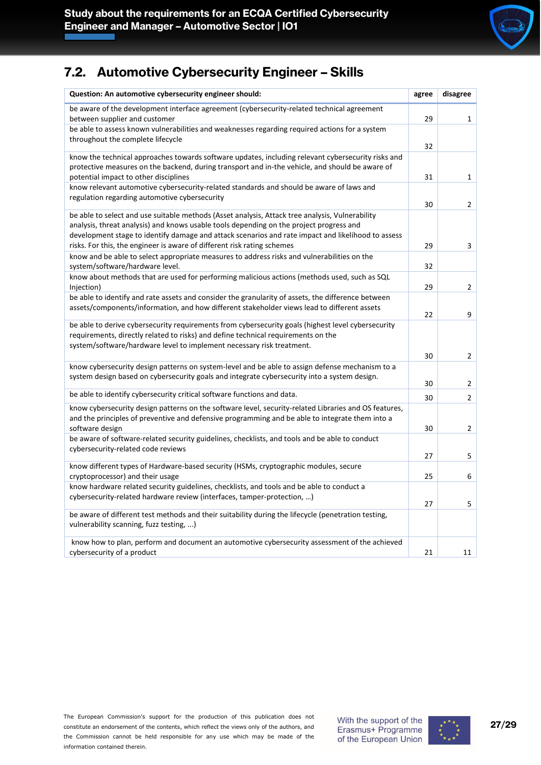## 7.2. Automotive Cybersecurity Engineer – Skills

| Question: An automotive cybersecurity engineer should: | agree | disagree |
|---|---|---|
| be aware of the development interface agreement (cybersecurity-related technical agreement between supplier and customer | 29 | 1 |
| be able to assess known vulnerabilities and weaknesses regarding required actions for a system throughout the complete lifecycle | 32 | |
| know the technical approaches towards software updates, including relevant cybersecurity risks and protective measures on the backend, during transport and in-the vehicle, and should be aware of potential impact to other disciplines | 31 | 1 |
| know relevant automotive cybersecurity-related standards and should be aware of laws and regulation regarding automotive cybersecurity | 30 | 2 |
| be able to select and use suitable methods (Asset analysis, Attack tree analysis, Vulnerability analysis, threat analysis) and knows usable tools depending on the project progress and development stage to identify damage and attack scenarios and rate impact and likelihood to assess risks. For this, the engineer is aware of different risk rating schemes | 29 | 3 |
| know and be able to select appropriate measures to address risks and vulnerabilities on the system/software/hardware level. | 32 | |
| know about methods that are used for performing malicious actions (methods used, such as SQL Injection) | 29 | 2 |
| be able to identify and rate assets and consider the granularity of assets, the difference between assets/components/information, and how different stakeholder views lead to different assets | 22 | 9 |
| be able to derive cybersecurity requirements from cybersecurity goals (highest level cybersecurity requirements, directly related to risks) and define technical requirements on the system/software/hardware level to implement necessary risk treatment. | 30 | 2 |
| know cybersecurity design patterns on system-level and be able to assign defense mechanism to a system design based on cybersecurity goals and integrate cybersecurity into a system design. | 30 | 2 |
| be able to identify cybersecurity critical software functions and data. | 30 | 2 |
| know cybersecurity design patterns on the software level, security-related Libraries and OS features, and the principles of preventive and defensive programming and be able to integrate them into a software design | 30 | 2 |
| be aware of software-related security guidelines, checklists, and tools and be able to conduct cybersecurity-related code reviews | 27 | 5 |
| know different types of Hardware-based security (HSMs, cryptographic modules, secure cryptoprocessor) and their usage | 25 | 6 |
| know hardware related security guidelines, checklists, and tools and be able to conduct a cybersecurity-related hardware review (interfaces, tamper-protection, …) | 27 | 5 |
| be aware of different test methods and their suitability during the lifecycle (penetration testing, vulnerability scanning, fuzz testing, ...) | | |
| know how to plan, perform and document an automotive cybersecurity assessment of the achieved cybersecurity of a product | 21 | 11 |

The European Commission's support for the production of this publication does not constitute an endorsement of the contents, which reflect the views only of the authors, and the Commission cannot be held responsible for any use which may be made of the information contained therein.

With the support of the Erasmus+ Programme of the European Union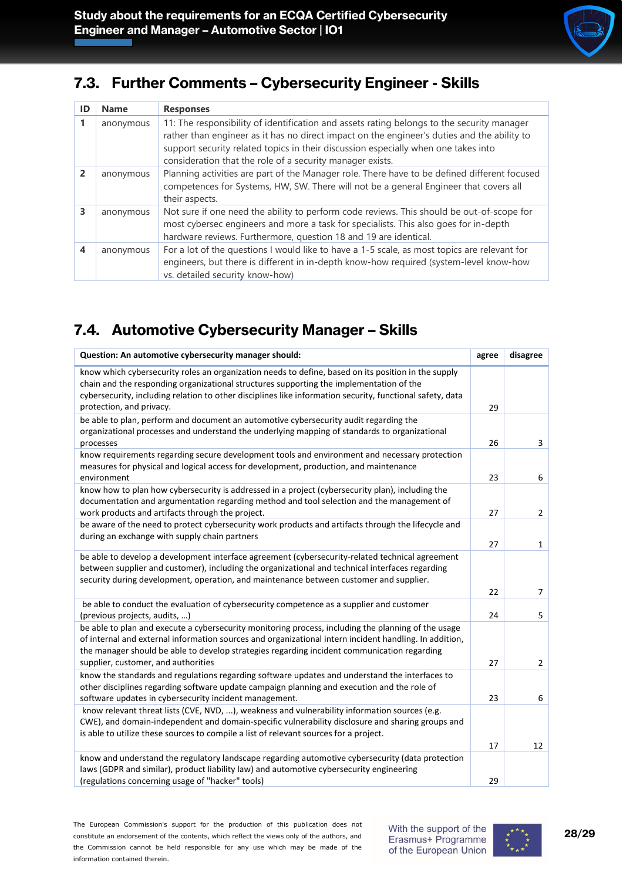## 7.3. Further Comments – Cybersecurity Engineer - Skills

| ID | Name | Responses |
|---|---|---|
| 1 | anonymous | 11: The responsibility of identification and assets rating belongs to the security manager rather than engineer as it has no direct impact on the engineer's duties and the ability to support security related topics in their discussion especially when one takes into consideration that the role of a security manager exists. |
| 2 | anonymous | Planning activities are part of the Manager role. There have to be defined different focused competences for Systems, HW, SW. There will not be a general Engineer that covers all their aspects. |
| 3 | anonymous | Not sure if one need the ability to perform code reviews. This should be out-of-scope for most cybersec engineers and more a task for specialists. This also goes for in-depth hardware reviews. Furthermore, question 18 and 19 are identical. |
| 4 | anonymous | For a lot of the questions I would like to have a 1-5 scale, as most topics are relevant for engineers, but there is different in in-depth know-how required (system-level know-how vs. detailed security know-how) |

## 7.4. Automotive Cybersecurity Manager – Skills

| Question: An automotive cybersecurity manager should: | agree | disagree |
|---|---|---|
| know which cybersecurity roles an organization needs to define, based on its position in the supply chain and the responding organizational structures supporting the implementation of the cybersecurity, including relation to other disciplines like information security, functional safety, data protection, and privacy. | 29 | |
| be able to plan, perform and document an automotive cybersecurity audit regarding the organizational processes and understand the underlying mapping of standards to organizational processes | 26 | 3 |
| know requirements regarding secure development tools and environment and necessary protection measures for physical and logical access for development, production, and maintenance environment | 23 | 6 |
| know how to plan how cybersecurity is addressed in a project (cybersecurity plan), including the documentation and argumentation regarding method and tool selection and the management of work products and artifacts through the project. | 27 | 2 |
| be aware of the need to protect cybersecurity work products and artifacts through the lifecycle and during an exchange with supply chain partners | 27 | 1 |
| be able to develop a development interface agreement (cybersecurity-related technical agreement between supplier and customer), including the organizational and technical interfaces regarding security during development, operation, and maintenance between customer and supplier. | 22 | 7 |
| be able to conduct the evaluation of cybersecurity competence as a supplier and customer (previous projects, audits, …) | 24 | 5 |
| be able to plan and execute a cybersecurity monitoring process, including the planning of the usage of internal and external information sources and organizational intern incident handling. In addition, the manager should be able to develop strategies regarding incident communication regarding supplier, customer, and authorities | 27 | 2 |
| know the standards and regulations regarding software updates and understand the interfaces to other disciplines regarding software update campaign planning and execution and the role of software updates in cybersecurity incident management. | 23 | 6 |
| know relevant threat lists (CVE, NVD, …), weakness and vulnerability information sources (e.g. CWE), and domain-independent and domain-specific vulnerability disclosure and sharing groups and is able to utilize these sources to compile a list of relevant sources for a project. | 17 | 12 |
| know and understand the regulatory landscape regarding automotive cybersecurity (data protection laws (GDPR and similar), product liability law) and automotive cybersecurity engineering (regulations concerning usage of "hacker" tools) | 29 | |

The European Commission's support for the production of this publication does not constitute an endorsement of the contents, which reflect the views only of the authors, and the Commission cannot be held responsible for any use which may be made of the information contained therein.

With the support of the Erasmus+ Programme of the European Union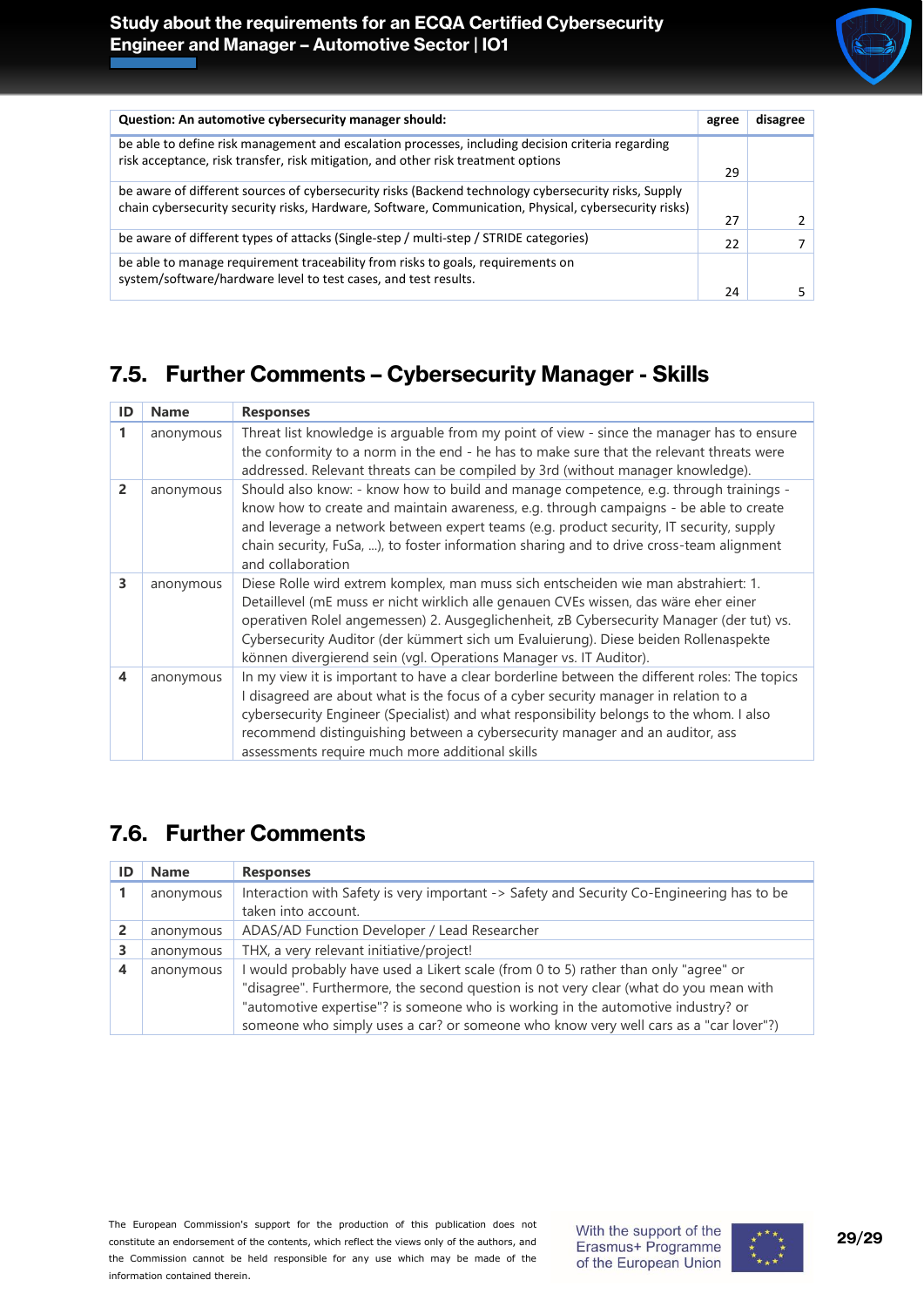| Question: An automotive cybersecurity manager should: | agree | disagree |
|---|---|---|
| be able to define risk management and escalation processes, including decision criteria regarding risk acceptance, risk transfer, risk mitigation, and other risk treatment options | 29 | |
| be aware of different sources of cybersecurity risks (Backend technology cybersecurity risks, Supply chain cybersecurity security risks, Hardware, Software, Communication, Physical, cybersecurity risks) | 27 | 2 |
| be aware of different types of attacks (Single-step / multi-step / STRIDE categories) | 22 | 7 |
| be able to manage requirement traceability from risks to goals, requirements on system/software/hardware level to test cases, and test results. | 24 | 5 |

## 7.5. Further Comments – Cybersecurity Manager - Skills

| ID | Name | Responses |
|---|---|---|
| 1 | anonymous | Threat list knowledge is arguable from my point of view - since the manager has to ensure the conformity to a norm in the end - he has to make sure that the relevant threats were addressed. Relevant threats can be compiled by 3rd (without manager knowledge). |
| 2 | anonymous | Should also know: - know how to build and manage competence, e.g. through trainings - know how to create and maintain awareness, e.g. through campaigns - be able to create and leverage a network between expert teams (e.g. product security, IT security, supply chain security, FuSa, ...), to foster information sharing and to drive cross-team alignment and collaboration |
| 3 | anonymous | Diese Rolle wird extrem komplex, man muss sich entscheiden wie man abstrahiert: 1. Detaillevel (mE muss er nicht wirklich alle genauen CVEs wissen, das wäre eher einer operativen Rolel angemessen) 2. Ausgeglichenheit, zB Cybersecurity Manager (der tut) vs. Cybersecurity Auditor (der kümmert sich um Evaluierung). Diese beiden Rollenaspekte können divergierend sein (vgl. Operations Manager vs. IT Auditor). |
| 4 | anonymous | In my view it is important to have a clear borderline between the different roles: The topics I disagreed are about what is the focus of a cyber security manager in relation to a cybersecurity Engineer (Specialist) and what responsibility belongs to the whom. I also recommend distinguishing between a cybersecurity manager and an auditor, ass assessments require much more additional skills |

## 7.6. Further Comments

| ID | Name | Responses |
|---|---|---|
| 1 | anonymous | Interaction with Safety is very important -> Safety and Security Co-Engineering has to be taken into account. |
| 2 | anonymous | ADAS/AD Function Developer / Lead Researcher |
| 3 | anonymous | THX, a very relevant initiative/project! |
| 4 | anonymous | I would probably have used a Likert scale (from 0 to 5) rather than only "agree" or "disagree". Furthermore, the second question is not very clear (what do you mean with "automotive expertise"? is someone who is working in the automotive industry? or someone who simply uses a car? or someone who know very well cars as a "car lover"?) |

The European Commission's support for the production of this publication does not constitute an endorsement of the contents, which reflect the views only of the authors, and the Commission cannot be held responsible for any use which may be made of the information contained therein.

With the support of the Erasmus+ Programme of the European Union